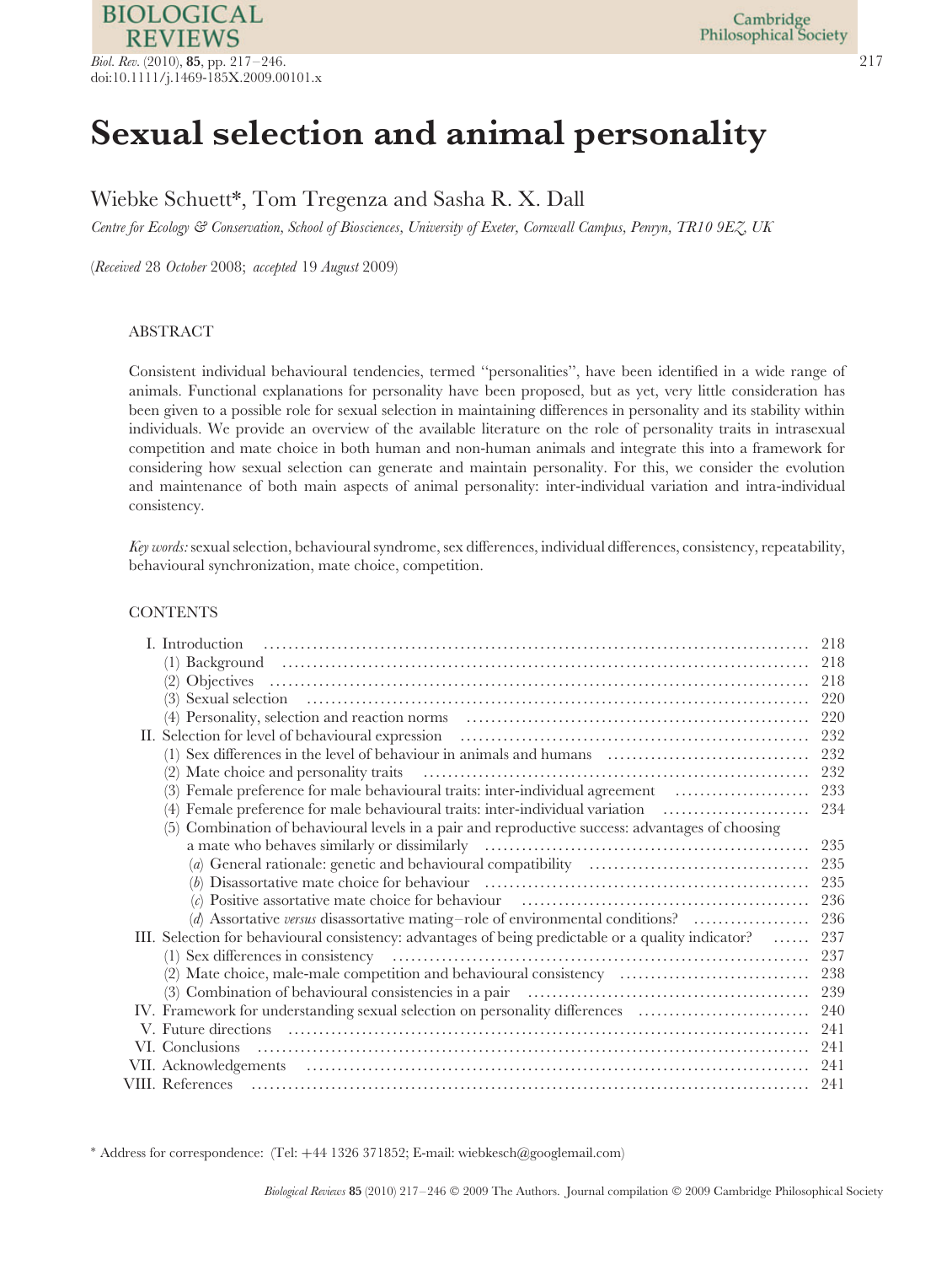# Sexual selection and animal personality

Wiebke Schuett*, Tom Tregenza and Sasha R. X. Dall

*Centre for Ecology & Conservation, School of Biosciences, University of Exeter, Cornwall Campus, Penryn, TR10 9EZ, UK*

(*Received* 28 *October* 2008; *accepted* 19 *August* 2009)

## ABSTRACT

Consistent individual behavioural tendencies, termed ''personalities'', have been identified in a wide range of animals. Functional explanations for personality have been proposed, but as yet, very little consideration has been given to a possible role for sexual selection in maintaining differences in personality and its stability within individuals. We provide an overview of the available literature on the role of personality traits in intrasexual competition and mate choice in both human and non-human animals and integrate this into a framework for considering how sexual selection can generate and maintain personality. For this, we consider the evolution and maintenance of both main aspects of animal personality: inter-individual variation and intra-individual consistency.

*Key words:* sexual selection, behavioural syndrome, sex differences, individual differences, consistency, repeatability, behavioural synchronization, mate choice, competition.

## CONTENTS

- I. Introduction ..... 218
  - (1) Background ..... 218
  - (2) Objectives ..... 218
  - (3) Sexual selection ..... 220
  - (4) Personality, selection and reaction norms ..... 220
- II. Selection for level of behavioural expression ..... 232
  - (1) Sex differences in the level of behaviour in animals and humans ..... 232
  - (2) Mate choice and personality traits ..... 232
  - (3) Female preference for male behavioural traits: inter-individual agreement ..... 233
  - (4) Female preference for male behavioural traits: inter-individual variation ..... 234
  - (5) Combination of behavioural levels in a pair and reproductive success: advantages of choosing a mate who behaves similarly or dissimilarly ..... 235
    - (*a*) General rationale: genetic and behavioural compatibility ..... 235
    - (*b*) Disassortative mate choice for behaviour ..... 235
    - (*c*) Positive assortative mate choice for behaviour ..... 236
    - (*d*) Assortative *versus* disassortative mating–role of environmental conditions? ..... 236
- III. Selection for behavioural consistency: advantages of being predictable or a quality indicator? ..... 237
  - (1) Sex differences in consistency ..... 237
  - (2) Mate choice, male-male competition and behavioural consistency ..... 238
  - (3) Combination of behavioural consistencies in a pair ..... 239
- IV. Framework for understanding sexual selection on personality differences ..... 240
- V. Future directions ..... 241
- VI. Conclusions ..... 241
- VII. Acknowledgements ..... 241
- VIII. References ..... 241

\* Address for correspondence: (Tel: +44 1326 371852; E-mail: wiebkesch@googlemail.com)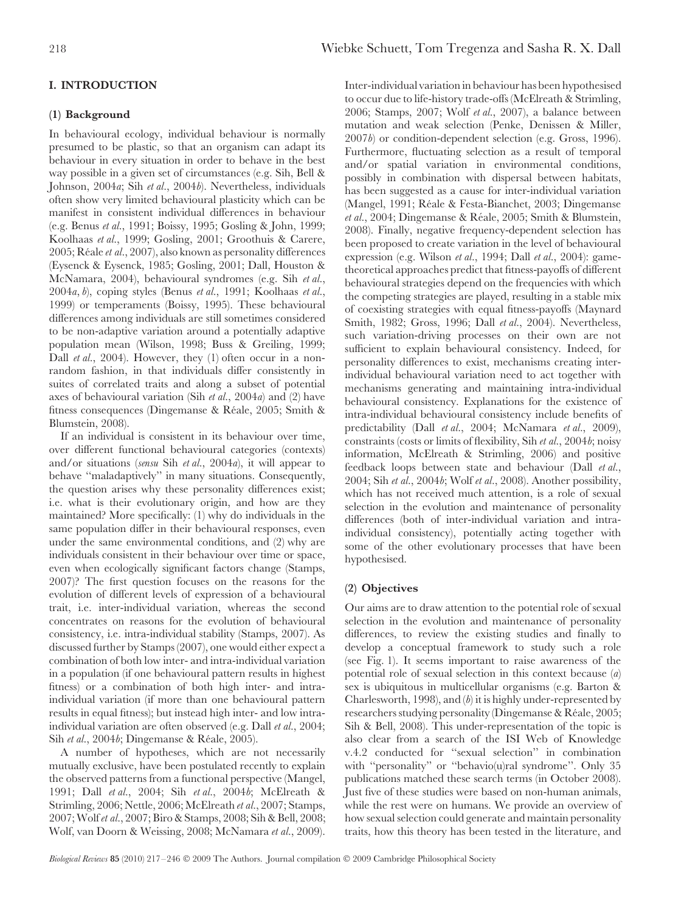## I. INTRODUCTION

### (1) Background

In behavioural ecology, individual behaviour is normally presumed to be plastic, so that an organism can adapt its behaviour in every situation in order to behave in the best way possible in a given set of circumstances (e.g. Sih, Bell & Johnson, 2004*a*; Sih *et al.*, 2004*b*). Nevertheless, individuals often show very limited behavioural plasticity which can be manifest in consistent individual differences in behaviour (e.g. Benus *et al.*, 1991; Boissy, 1995; Gosling & John, 1999; Koolhaas *et al.*, 1999; Gosling, 2001; Groothuis & Carere, 2005; Réale *et al.*, 2007), also known as personality differences (Eysenck & Eysenck, 1985; Gosling, 2001; Dall, Houston & McNamara, 2004), behavioural syndromes (e.g. Sih *et al.*, 2004*a*, *b*), coping styles (Benus *et al.*, 1991; Koolhaas *et al.*, 1999) or temperaments (Boissy, 1995). These behavioural differences among individuals are still sometimes considered to be non-adaptive variation around a potentially adaptive population mean (Wilson, 1998; Buss & Greiling, 1999; Dall *et al.*, 2004). However, they (1) often occur in a non-random fashion, in that individuals differ consistently in suites of correlated traits and along a subset of potential axes of behavioural variation (Sih *et al.*, 2004*a*) and (2) have fitness consequences (Dingemanse & Réale, 2005; Smith & Blumstein, 2008).

If an individual is consistent in its behaviour over time, over different functional behavioural categories (contexts) and/or situations (*sensu* Sih *et al.*, 2004*a*), it will appear to behave "maladaptively" in many situations. Consequently, the question arises why these personality differences exist; i.e. what is their evolutionary origin, and how are they maintained? More specifically: (1) why do individuals in the same population differ in their behavioural responses, even under the same environmental conditions, and (2) why are individuals consistent in their behaviour over time or space, even when ecologically significant factors change (Stamps, 2007)? The first question focuses on the reasons for the evolution of different levels of expression of a behavioural trait, i.e. inter-individual variation, whereas the second concentrates on reasons for the evolution of behavioural consistency, i.e. intra-individual stability (Stamps, 2007). As discussed further by Stamps (2007), one would either expect a combination of both low inter- and intra-individual variation in a population (if one behavioural pattern results in highest fitness) or a combination of both high inter- and intra-individual variation (if more than one behavioural pattern results in equal fitness); but instead high inter- and low intra-individual variation are often observed (e.g. Dall *et al.*, 2004; Sih *et al.*, 2004*b*; Dingemanse & Réale, 2005).

A number of hypotheses, which are not necessarily mutually exclusive, have been postulated recently to explain the observed patterns from a functional perspective (Mangel, 1991; Dall *et al.*, 2004; Sih *et al.*, 2004*b*; McElreath & Strimling, 2006; Nettle, 2006; McElreath *et al.*, 2007; Stamps, 2007; Wolf *et al.*, 2007; Biro & Stamps, 2008; Sih & Bell, 2008; Wolf, van Doorn & Weissing, 2008; McNamara *et al.*, 2009). Inter-individual variation in behaviour has been hypothesised to occur due to life-history trade-offs (McElreath & Strimling, 2006; Stamps, 2007; Wolf *et al.*, 2007), a balance between mutation and weak selection (Penke, Denissen & Miller, 2007*b*) or condition-dependent selection (e.g. Gross, 1996). Furthermore, fluctuating selection as a result of temporal and/or spatial variation in environmental conditions, possibly in combination with dispersal between habitats, has been suggested as a cause for inter-individual variation (Mangel, 1991; Réale & Festa-Bianchet, 2003; Dingemanse *et al.*, 2004; Dingemanse & Réale, 2005; Smith & Blumstein, 2008). Finally, negative frequency-dependent selection has been proposed to create variation in the level of behavioural expression (e.g. Wilson *et al.*, 1994; Dall *et al.*, 2004): game-theoretical approaches predict that fitness-payoffs of different behavioural strategies depend on the frequencies with which the competing strategies are played, resulting in a stable mix of coexisting strategies with equal fitness-payoffs (Maynard Smith, 1982; Gross, 1996; Dall *et al.*, 2004). Nevertheless, such variation-driving processes on their own are not sufficient to explain behavioural consistency. Indeed, for personality differences to exist, mechanisms creating inter-individual behavioural variation need to act together with mechanisms generating and maintaining intra-individual behavioural consistency. Explanations for the existence of intra-individual behavioural consistency include benefits of predictability (Dall *et al.*, 2004; McNamara *et al.*, 2009), constraints (costs or limits of flexibility, Sih *et al.*, 2004*b*; noisy information, McElreath & Strimling, 2006) and positive feedback loops between state and behaviour (Dall *et al.*, 2004; Sih *et al.*, 2004*b*; Wolf *et al.*, 2008). Another possibility, which has not received much attention, is a role of sexual selection in the evolution and maintenance of personality differences (both of inter-individual variation and intra-individual consistency), potentially acting together with some of the other evolutionary processes that have been hypothesised.

### (2) Objectives

Our aims are to draw attention to the potential role of sexual selection in the evolution and maintenance of personality differences, to review the existing studies and finally to develop a conceptual framework to study such a role (see Fig. 1). It seems important to raise awareness of the potential role of sexual selection in this context because (*a*) sex is ubiquitous in multicellular organisms (e.g. Barton & Charlesworth, 1998), and (*b*) it is highly under-represented by researchers studying personality (Dingemanse & Réale, 2005; Sih & Bell, 2008). This under-representation of the topic is also clear from a search of the ISI Web of Knowledge v.4.2 conducted for "sexual selection" in combination with "personality" or "behavio(u)ral syndrome". Only 35 publications matched these search terms (in October 2008). Just five of these studies were based on non-human animals, while the rest were on humans. We provide an overview of how sexual selection could generate and maintain personality traits, how this theory has been tested in the literature, and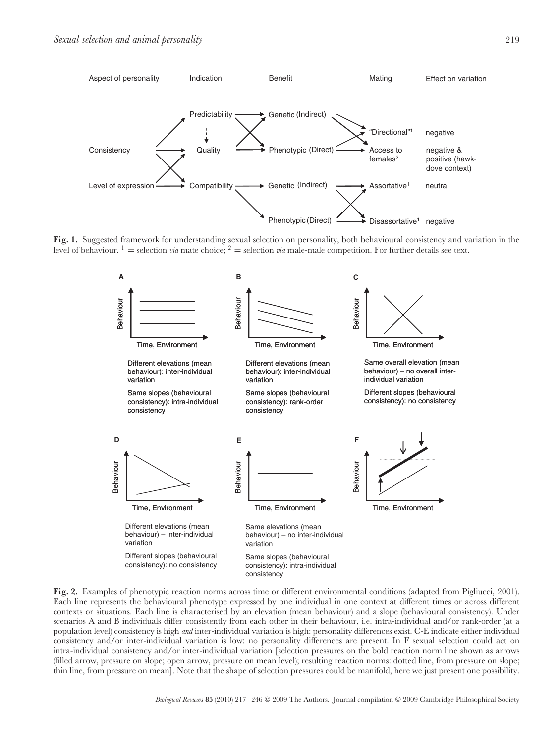Fig. 1. Suggested framework for understanding sexual selection on personality, both behavioural consistency and variation in the level of behaviour. [1] = selection *via* mate choice; [2] = selection *via* male-male competition. For further details see text.

Fig. 2. Examples of phenotypic reaction norms across time or different environmental conditions (adapted from Pigliucci, 2001). Each line represents the behavioural phenotype expressed by one individual in one context at different times or across different contexts or situations. Each line is characterised by an elevation (mean behaviour) and a slope (behavioural consistency). Under scenarios A and B individuals differ consistently from each other in their behaviour, i.e. intra-individual and/or rank-order (at a population level) consistency is high *and* inter-individual variation is high: personality differences exist. C-E indicate either individual consistency and/or inter-individual variation is low: no personality differences are present. In F sexual selection could act on intra-individual consistency and/or inter-individual variation [selection pressures on the bold reaction norm line shown as arrows (filled arrow, pressure on slope; open arrow, pressure on mean level); resulting reaction norms: dotted line, from pressure on slope; thin line, from pressure on mean]. Note that the shape of selection pressures could be manifold, here we just present one possibility.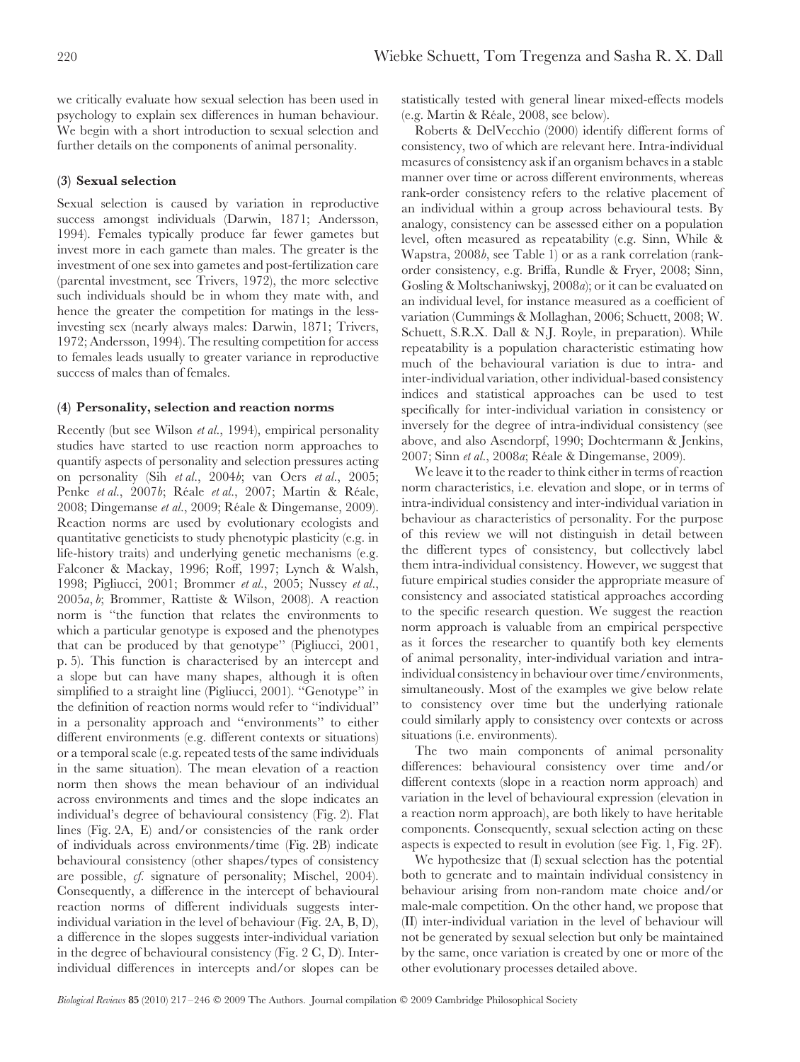we critically evaluate how sexual selection has been used in psychology to explain sex differences in human behaviour. We begin with a short introduction to sexual selection and further details on the components of animal personality.

### (3) Sexual selection

Sexual selection is caused by variation in reproductive success amongst individuals (Darwin, 1871; Andersson, 1994). Females typically produce far fewer gametes but invest more in each gamete than males. The greater is the investment of one sex into gametes and post-fertilization care (parental investment, see Trivers, 1972), the more selective such individuals should be in whom they mate with, and hence the greater the competition for matings in the less-investing sex (nearly always males: Darwin, 1871; Trivers, 1972; Andersson, 1994). The resulting competition for access to females leads usually to greater variance in reproductive success of males than of females.

### (4) Personality, selection and reaction norms

Recently (but see Wilson *et al.*, 1994), empirical personality studies have started to use reaction norm approaches to quantify aspects of personality and selection pressures acting on personality (Sih *et al.*, 2004*b*; van Oers *et al.*, 2005; Penke *et al.*, 2007*b*; Réale *et al.*, 2007; Martin & Réale, 2008; Dingemanse *et al.*, 2009; Réale & Dingemanse, 2009). Reaction norms are used by evolutionary ecologists and quantitative geneticists to study phenotypic plasticity (e.g. in life-history traits) and underlying genetic mechanisms (e.g. Falconer & Mackay, 1996; Roff, 1997; Lynch & Walsh, 1998; Pigliucci, 2001; Brommer *et al.*, 2005; Nussey *et al.*, 2005*a*, *b*; Brommer, Rattiste & Wilson, 2008). A reaction norm is "the function that relates the environments to which a particular genotype is exposed and the phenotypes that can be produced by that genotype" (Pigliucci, 2001, p. 5). This function is characterised by an intercept and a slope but can have many shapes, although it is often simplified to a straight line (Pigliucci, 2001). "Genotype" in the definition of reaction norms would refer to "individual" in a personality approach and "environments" to either different environments (e.g. different contexts or situations) or a temporal scale (e.g. repeated tests of the same individuals in the same situation). The mean elevation of a reaction norm then shows the mean behaviour of an individual across environments and times and the slope indicates an individual's degree of behavioural consistency (Fig. 2). Flat lines (Fig. 2A, E) and/or consistencies of the rank order of individuals across environments/time (Fig. 2B) indicate behavioural consistency (other shapes/types of consistency are possible, *cf.* signature of personality; Mischel, 2004). Consequently, a difference in the intercept of behavioural reaction norms of different individuals suggests inter-individual variation in the level of behaviour (Fig. 2A, B, D), a difference in the slopes suggests inter-individual variation in the degree of behavioural consistency (Fig. 2 C, D). Inter-individual differences in intercepts and/or slopes can be statistically tested with general linear mixed-effects models (e.g. Martin & Réale, 2008, see below).

Roberts & DelVecchio (2000) identify different forms of consistency, two of which are relevant here. Intra-individual measures of consistency ask if an organism behaves in a stable manner over time or across different environments, whereas rank-order consistency refers to the relative placement of an individual within a group across behavioural tests. By analogy, consistency can be assessed either on a population level, often measured as repeatability (e.g. Sinn, While & Wapstra, 2008*b*, see Table 1) or as a rank correlation (rank-order consistency, e.g. Briffa, Rundle & Fryer, 2008; Sinn, Gosling & Moltschaniwskyj, 2008*a*); or it can be evaluated on an individual level, for instance measured as a coefficient of variation (Cummings & Mollaghan, 2006; Schuett, 2008; W. Schuett, S.R.X. Dall & N.J. Royle, in preparation). While repeatability is a population characteristic estimating how much of the behavioural variation is due to intra- and inter-individual variation, other individual-based consistency indices and statistical approaches can be used to test specifically for inter-individual variation in consistency or inversely for the degree of intra-individual consistency (see above, and also Asendorpf, 1990; Dochtermann & Jenkins, 2007; Sinn *et al.*, 2008*a*; Réale & Dingemanse, 2009).

We leave it to the reader to think either in terms of reaction norm characteristics, i.e. elevation and slope, or in terms of intra-individual consistency and inter-individual variation in behaviour as characteristics of personality. For the purpose of this review we will not distinguish in detail between the different types of consistency, but collectively label them intra-individual consistency. However, we suggest that future empirical studies consider the appropriate measure of consistency and associated statistical approaches according to the specific research question. We suggest the reaction norm approach is valuable from an empirical perspective as it forces the researcher to quantify both key elements of animal personality, inter-individual variation and intra-individual consistency in behaviour over time/environments, simultaneously. Most of the examples we give below relate to consistency over time but the underlying rationale could similarly apply to consistency over contexts or across situations (i.e. environments).

The two main components of animal personality differences: behavioural consistency over time and/or different contexts (slope in a reaction norm approach) and variation in the level of behavioural expression (elevation in a reaction norm approach), are both likely to have heritable components. Consequently, sexual selection acting on these aspects is expected to result in evolution (see Fig. 1, Fig. 2F).

We hypothesize that (I) sexual selection has the potential both to generate and to maintain individual consistency in behaviour arising from non-random mate choice and/or male-male competition. On the other hand, we propose that (II) inter-individual variation in the level of behaviour will not be generated by sexual selection but only be maintained by the same, once variation is created by one or more of the other evolutionary processes detailed above.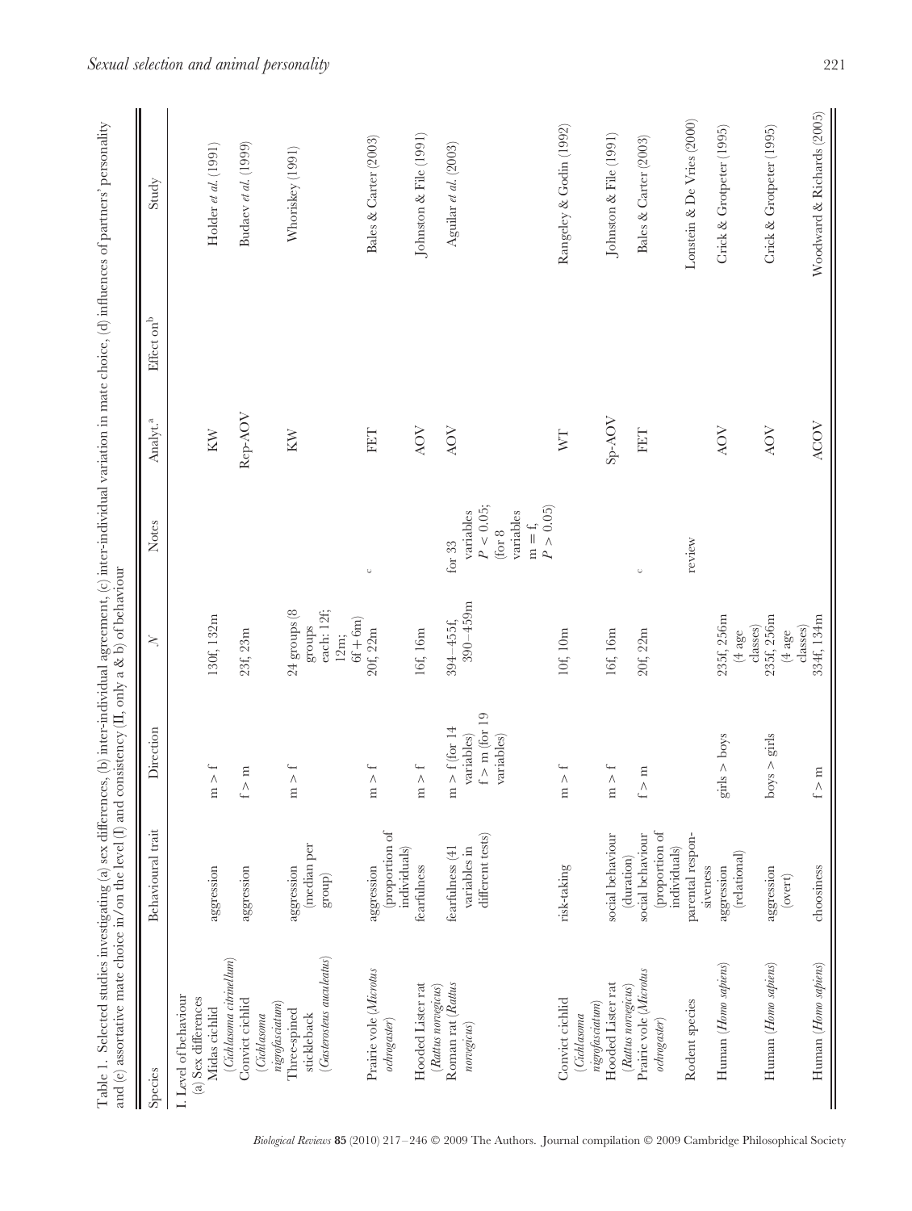Table 1. Selected studies investigating (a) sex differences, (b) inter-individual agreement, (c) inter-individual variation in mate choice, (d) influences of partners' personality and (e) assortative mate choice in/on the level (I) and consistency (II, only a & b) of behaviour

| Species | Behavioural trait | Direction | $N$ | Notes | Analyt.[a] | Effect on[b] | Study |
|---|---|---|---|---|---|---|---|
| I. Level of behaviour | | | | | | | |
| (a) Sex differences | | | | | | | |
| Midas cichlid (*Cichlasoma citrinellum*) | aggression | m > f | 130f, 132m | | KW | | Holder *et al.* (1991) |
| Convict cichlid (*Cichlasoma nigrofasciatum*) | aggression | f > m | 23f, 23m | | Rep-AOV | | Budaev *et al.* (1999) |
| Three-spined stickleback (*Gasterosteus aculeatus*) | aggression (median per group) | m > f | 24 groups (8 groups each: 12f; 12m; 6f + 6m) | | KW | | Whoriskey (1991) |
| Prairie vole (*Microtus ochrogaster*) | aggression (proportion of individuals) | m > f | 20f, 22m | c | FET | | Bales & Carter (2003) |
| Hooded Lister rat (*Rattus norvegicus*) | fearfulness | m > f | 16f, 16m | | AOV | | Johnston & File (1991) |
| Roman rat (*Rattus norvegicus*) | fearfulness (41 variables in different tests) | m > f (for 14 variables) f > m (for 19 variables) | 394–455f, 390–459m | for 33 variables $P < 0.05$; (for 8 variables m = f, $P > 0.05$) | AOV | | Aguilar *et al.* (2003) |
| Convict cichlid (*Cichlasoma nigrofasciatum*) | risk-taking | m > f | 10f, 10m | | WT | | Rangeley & Godin (1992) |
| Hooded Lister rat (*Rattus norvegicus*) | social behaviour (duration) | m > f | 16f, 16m | | Sp-AOV | | Johnston & File (1991) |
| Prairie vole (*Microtus ochrogaster*) | social behaviour (proportion of individuals) | f > m | 20f, 22m | c | FET | | Bales & Carter (2003) |
| Rodent species | parental responsiveness | | | review | | | Lonstein & De Vries (2000) |
| Human (*Homo sapiens*) | aggression (relational) | girls > boys | 235f, 256m (4 age classes) | | AOV | | Crick & Grotpeter (1995) |
| Human (*Homo sapiens*) | aggression (overt) | boys > girls | 235f, 256m (4 age classes) | | AOV | | Crick & Grotpeter (1995) |
| Human (*Homo sapiens*) | choosiness | f > m | 334f, 134m | | ACOV | | Woodward & Richards (2005) |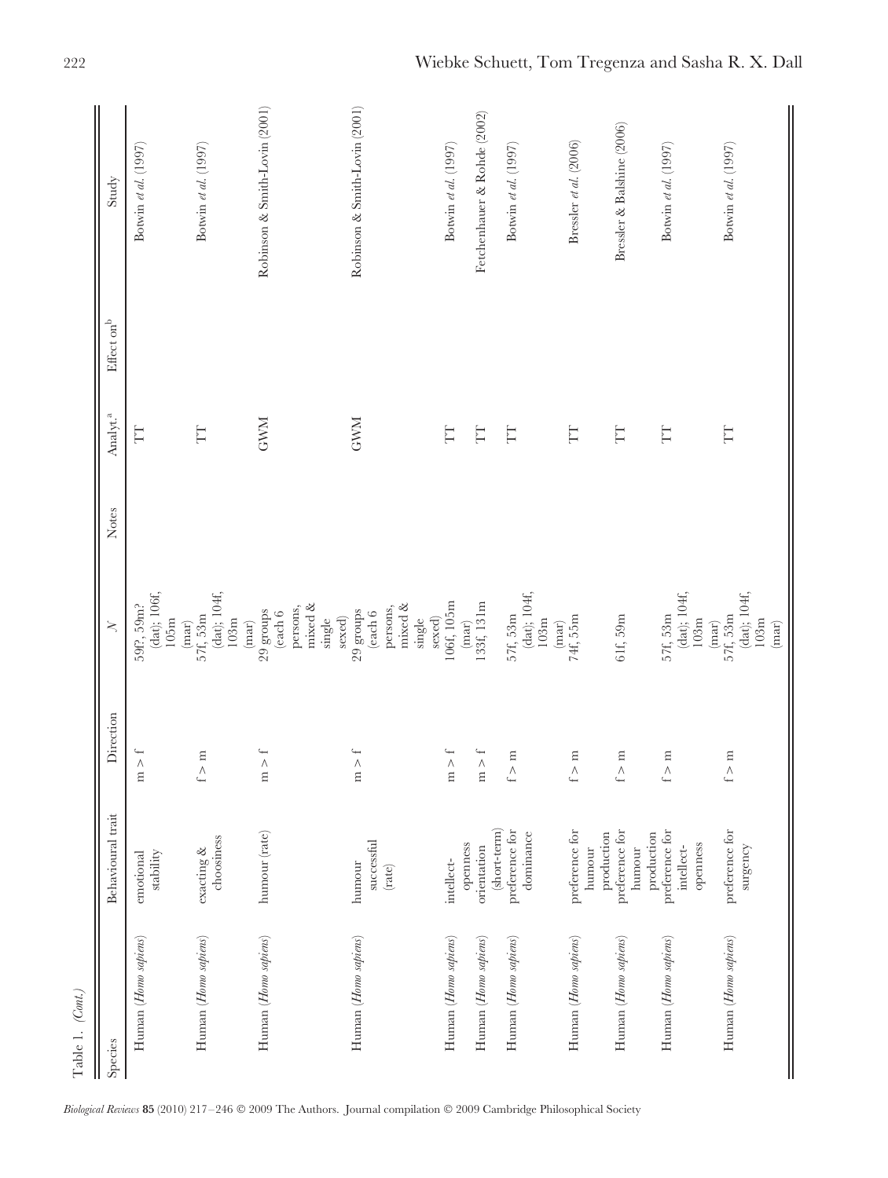Table 1. (Cont.)

| Species | Behavioural trait | Direction | N | Notes | Analyt.[a] | Effect on[b] | Study |
|---|---|---|---|---|---|---|---|
| Human (*Homo sapiens*) | emotional stability | m > f | 59f?, 59m? (dat); 106f, 105m (mar) | | TT | | Botwin *et al.* (1997) |
| Human (*Homo sapiens*) | exacting & choosiness | f > m | 57f, 53m (dat); 104f, 103m (mar) | | TT | | Botwin *et al.* (1997) |
| Human (*Homo sapiens*) | humour (rate) | m > f | 29 groups (each 6 persons, mixed & single sexed) | | GWM | | Robinson & Smith-Lovin (2001) |
| Human (*Homo sapiens*) | humour successful (rate) | m > f | 29 groups (each 6 persons, mixed & single sexed) | | GWM | | Robinson & Smith-Lovin (2001) |
| Human (*Homo sapiens*) | intellect-openness | m > f | 106f, 105m (mar) | | TT | | Botwin *et al.* (1997) |
| Human (*Homo sapiens*) | orientation (short-term) | m > f | 133f, 131m | | TT | | Fetchenhauer & Rohde (2002) |
| Human (*Homo sapiens*) | preference for dominance | f > m | 57f, 53m (dat); 104f, 103m (mar) | | TT | | Botwin *et al.* (1997) |
| Human (*Homo sapiens*) | preference for humour production | f > m | 74f, 55m | | TT | | Bressler *et al.* (2006) |
| Human (*Homo sapiens*) | preference for humour production | f > m | 61f, 59m | | TT | | Bressler & Balshine (2006) |
| Human (*Homo sapiens*) | preference for intellect-openness | f > m | 57f, 53m (dat); 104f, 103m (mar) | | TT | | Botwin *et al.* (1997) |
| Human (*Homo sapiens*) | preference for surgency | f > m | 57f, 53m (dat); 104f, 103m (mar) | | TT | | Botwin *et al.* (1997) |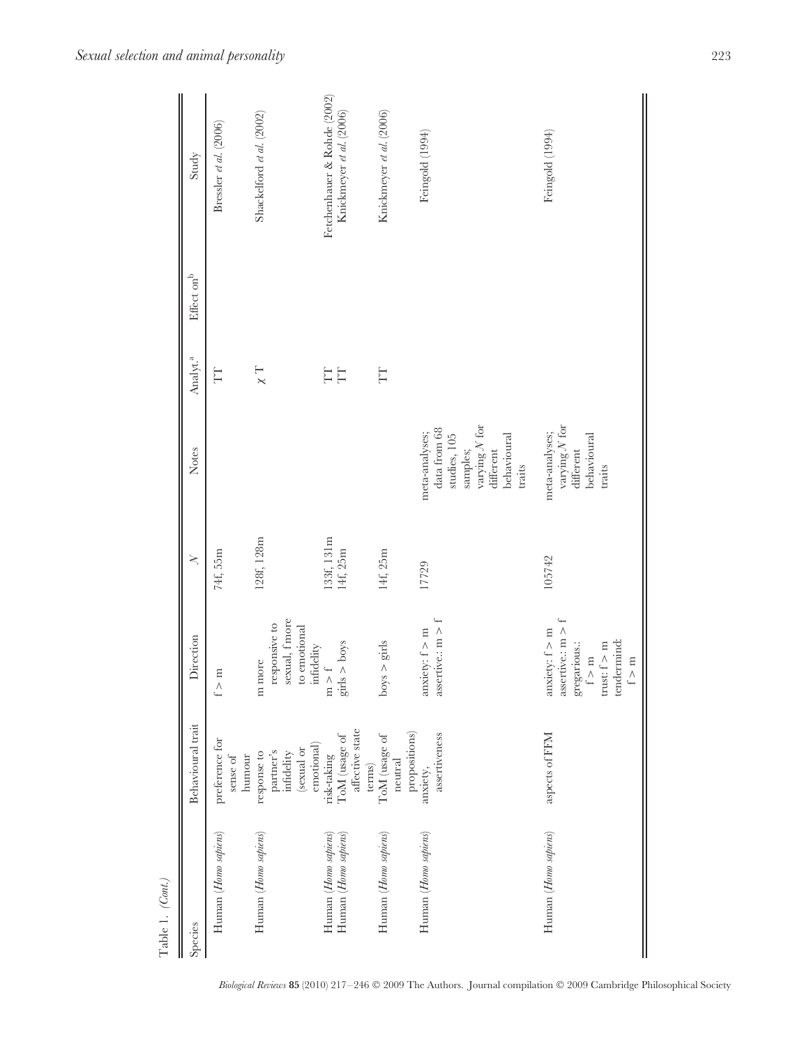Table 1. (*Cont.*)

| Species | Behavioural trait | Direction | *N* | Notes | Analyt.[a] | Effect on[b] | Study |
|---|---|---|---|---|---|---|---|
| Human (*Homo sapiens*) | preference for sense of humour | f > m | 74f, 55m | | TT | | Bressler *et al.* (2006) |
| Human (*Homo sapiens*) | response to partner's infidelity (sexual or emotional) | m more responsive to sexual, f more to emotional infidelity | 128f, 128m | | $\chi$ T | | Shackelford *et al.* (2002) |
| Human (*Homo sapiens*) | risk-taking | m > f | 133f, 131m | | TT | | Fetchenhauer & Rohde (2002) |
| Human (*Homo sapiens*) | ToM (usage of affective state terms) | girls > boys | 14f, 25m | | TT | | Knickmeyer *et al.* (2006) |
| Human (*Homo sapiens*) | ToM (usage of neutral propositions) | boys > girls | 14f, 25m | | TT | | Knickmeyer *et al.* (2006) |
| Human (*Homo sapiens*) | anxiety, assertiveness | anxiety: f > m assertive.: m > f | 17729 | meta-analyses; data from 68 studies, 105 samples; varying *N* for different behavioural traits | | | Feingold (1994) |
| Human (*Homo sapiens*) | aspects of FFM | anxiety: f > m assertive.: m > f gregarious.: f > m trust: f > m tendermind: f > m | 105742 | meta-analyses; varying *N* for different behavioural traits | | | Feingold (1994) |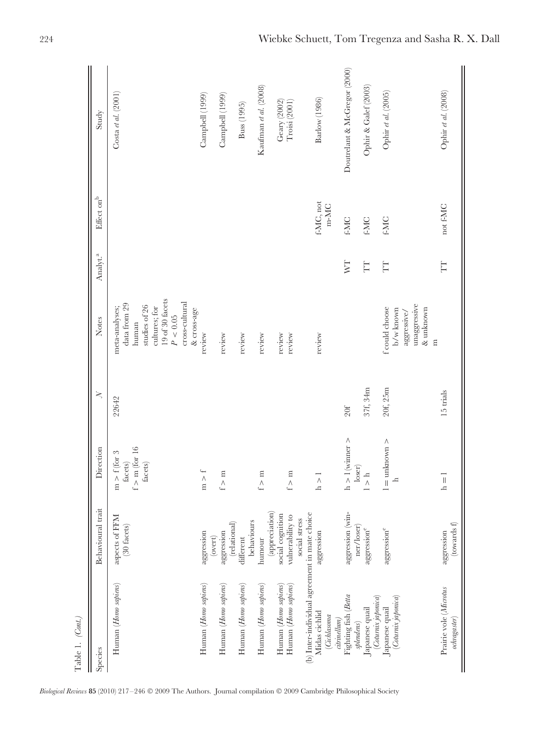Table 1. (*Cont.*)

| Species | Behavioural trait | Direction | *N* | Notes | Analyt.[a] | Effect on[b] | Study |
|---|---|---|---|---|---|---|---|
| Human (*Homo sapiens*) | aspects of FFM (30 facets) | m > f (for 3 facets) f > m (for 16 facets) | 22642 | meta-analyses; data from 29 human studies of 26 cultures; for 19 of 30 facets $P < 0.05$ cross-cultural & cross-age | | | Costa *et al.* (2001) |
| Human (*Homo sapiens*) | aggression (overt) | m > f | | review | | | Campbell (1999) |
| Human (*Homo sapiens*) | aggression (relational) | f > m | | review | | | Campbell (1999) |
| Human (*Homo sapiens*) | different behaviours | | | review | | | Buss (1995) |
| Human (*Homo sapiens*) | humour (appreciation) | f > m | | review | | | Kaufman *et al.* (2008) |
| Human (*Homo sapiens*) | social cognition | | | review | | | Geary (2002) |
| Human (*Homo sapiens*) | vulnerability to social stress | f > m | | review | | | Troisi (2001) |
| (b) Inter-individual agreement in mate choice | | | | | | | |
| Midas cichlid (*Cichlasoma citrinellum*) | aggression | h > l | | review | | f-MC, not m-MC | Barlow (1986) |
| Fighting fish (*Betta splendens*) | aggression (winner/loser) | h > l (winner > loser) | 20f | | WT | f-MC | Doutrelant & McGregor (2000) |
| Japanese quail (*Coturnix japonica*) | aggression[e] | l > h | 37f, 34m | | TT | f-MC | Ophir & Galef (2003) |
| Japanese quail (*Coturnix japonica*) | aggression[e] | l = unknown > h | 20f, 25m | f could choose b/w known aggressive/ unaggressive & unknown m | TT | f-MC | Ophir *et al.* (2005) |
| Prairie vole (*Microtus ochrogaster*) | aggression (towards f) | h = l | 15 trials | | TT | not f-MC | Ophir *et al.* (2008) |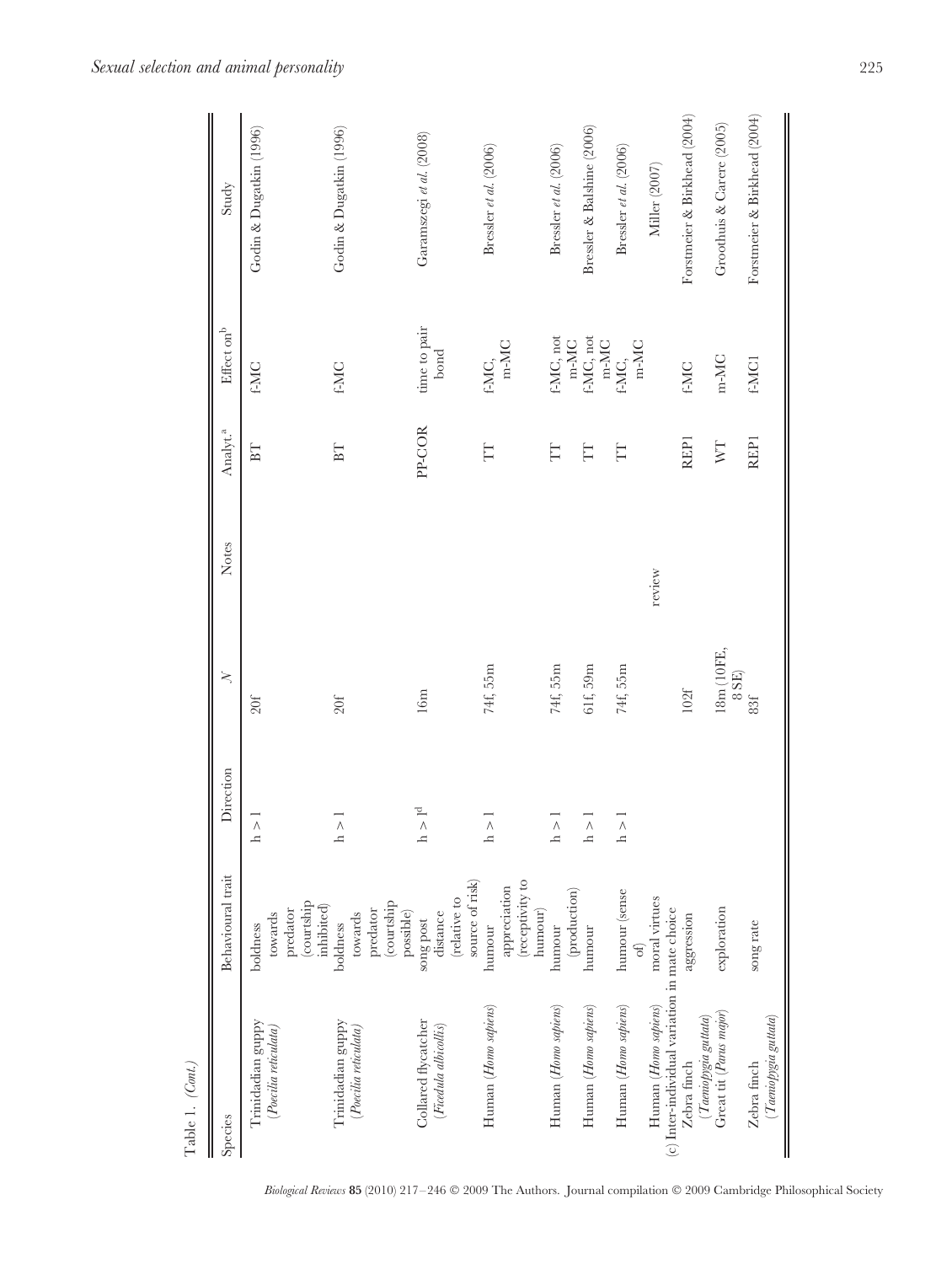Table 1. (*Cont.*)

| Species | Behavioural trait | Direction | *N* | Notes | Analyt.[a] | Effect on[b] | Study |
|---|---|---|---|---|---|---|---|
| Trinidadian guppy (*Poecilia reticulata*) | boldness towards predator (courtship inhibited) | h > 1 | 20f | | BT | f-MC | Godin & Dugatkin (1996) |
| Trinidadian guppy (*Poecilia reticulata*) | boldness towards predator (courtship possible) | h > 1 | 20f | | BT | f-MC | Godin & Dugatkin (1996) |
| Collared flycatcher (*Ficedula albicollis*) | song post distance (relative to source of risk) | h > l[d] | 16m | | PP-COR | time to pair bond | Garamszegi *et al.* (2008) |
| Human (*Homo sapiens*) | humour appreciation (receptivity to humour) | h > 1 | 74f, 55m | | TT | f-MC, m-MC | Bressler *et al.* (2006) |
| Human (*Homo sapiens*) | humour (production) | h > 1 | 74f, 55m | | TT | f-MC, not m-MC | Bressler *et al.* (2006) |
| Human (*Homo sapiens*) | humour | h > 1 | 61f, 59m | | TT | f-MC, not m-MC | Bressler & Balshine (2006) |
| Human (*Homo sapiens*) | humour (sense of) | h > 1 | 74f, 55m | | TT | f-MC, m-MC | Bressler *et al.* (2006) |
| Human (*Homo sapiens*) | moral virtues | | | review | | | Miller (2007) |
| (c) Inter-individual variation in mate choice | | | | | | | |
| Zebra finch (*Taeniopygia guttata*) | aggression | | 102f | | REP1 | f-MC | Forstmeier & Birkhead (2004) |
| Great tit (*Parus major*) | exploration | | 18m (10FE, 8 SE) | | WT | m-MC | Groothuis & Carere (2005) |
| Zebra finch (*Taeniopygia guttata*) | song rate | | 83f | | REP1 | f-MC1 | Forstmeier & Birkhead (2004) |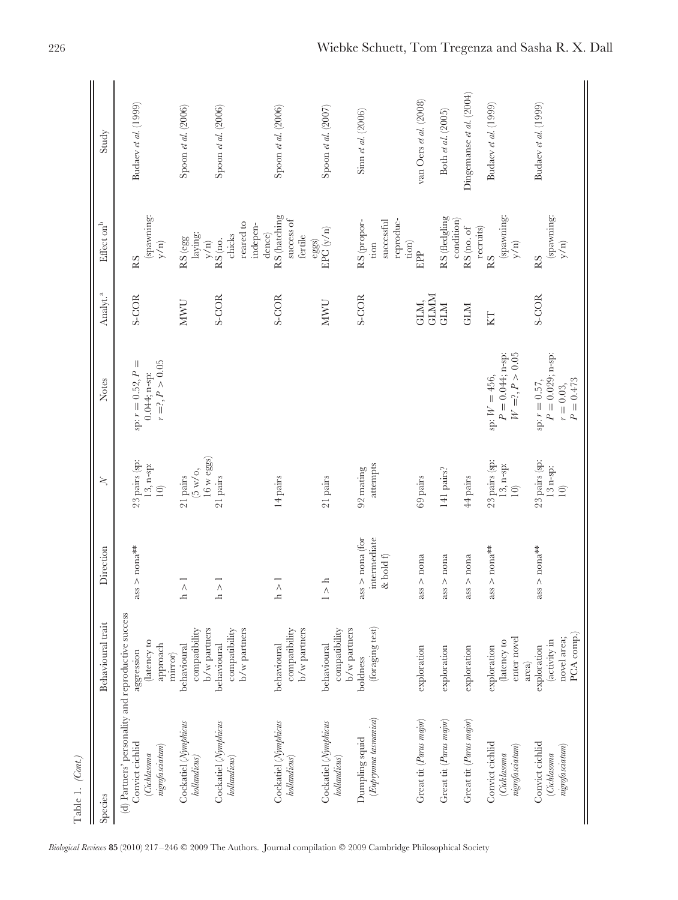Table 1. (*Cont.*)

| Species | Behavioural trait | Direction | *N* | Notes | Analyt.[a] | Effect on[b] | Study |
|---|---|---|---|---|---|---|---|
| (d) Partners' personality and reproductive success | | | | | | | |
| Convict cichlid (*Cichlasoma nigrofasciatum*) | aggression (latency to approach mirror) | ass > nona** | 23 pairs (sp: 13, n-sp: 10) | sp: $r = 0.52$, $P = 0.044$; n-sp: $r = ?$, $P > 0.05$ | S-COR | RS (spawning: y/n) | Budaev *et al.* (1999) |
| Cockatiel (*Nymphicus hollandicus*) | behavioural compatibility b/w partners | h > l | 21 pairs (5 w/o, 16 w eggs) | | MWU | RS (egg laying: y/n) | Spoon *et al.* (2006) |
| Cockatiel (*Nymphicus hollandicus*) | behavioural compatibility b/w partners | h > l | 21 pairs | | S-COR | RS (no. chicks reared to independence) | Spoon *et al.* (2006) |
| Cockatiel (*Nymphicus hollandicus*) | behavioural compatibility b/w partners | h > l | 14 pairs | | S-COR | RS (hatching success of fertile eggs) | Spoon *et al.* (2006) |
| Cockatiel (*Nymphicus hollandicus*) | behavioural compatibility b/w partners | l > h | 21 pairs | | MWU | EPC (y/n) | Spoon *et al.* (2007) |
| Dumpling squid (*Euprymna tasmanica*) | boldness (foraging test) | ass > nona (for intermediate & bold f) | 92 mating attempts | | S-COR | RS (proportion successful reproduction) | Sinn *et al.* (2006) |
| Great tit (*Parus major*) | exploration | ass > nona | 69 pairs | | GLM, GLMM | EPP | van Oers *et al.* (2008) |
| Great tit (*Parus major*) | exploration | ass > nona | 141 pairs? | | GLM | RS (fledgling condition) | Both *et al.* (2005) |
| Great tit (*Parus major*) | exploration | ass > nona | 44 pairs | | GLM | RS (no. of recruits) | Dingemanse *et al.* (2004) |
| Convict cichlid (*Cichlasoma nigrofasciatum*) | exploration (latency to enter novel area) | ass > nona** | 23 pairs (sp: 13, n-sp: 10) | sp: $W = 456$, $P = 0.044$; n-sp: $W = ?$, $P > 0.05$ | KT | RS (spawning: y/n) | Budaev *et al.* (1999) |
| Convict cichlid (*Cichlasoma nigrofasciatum*) | exploration (activity in novel area; PCA comp.) | ass > nona** | 23 pairs (sp: 13 n-sp: 10) | sp: $r = 0.57$, $P = 0.029$; n-sp: $r = 0.03$, $P = 0.473$ | S-COR | RS (spawning: y/n) | Budaev *et al.* (1999) |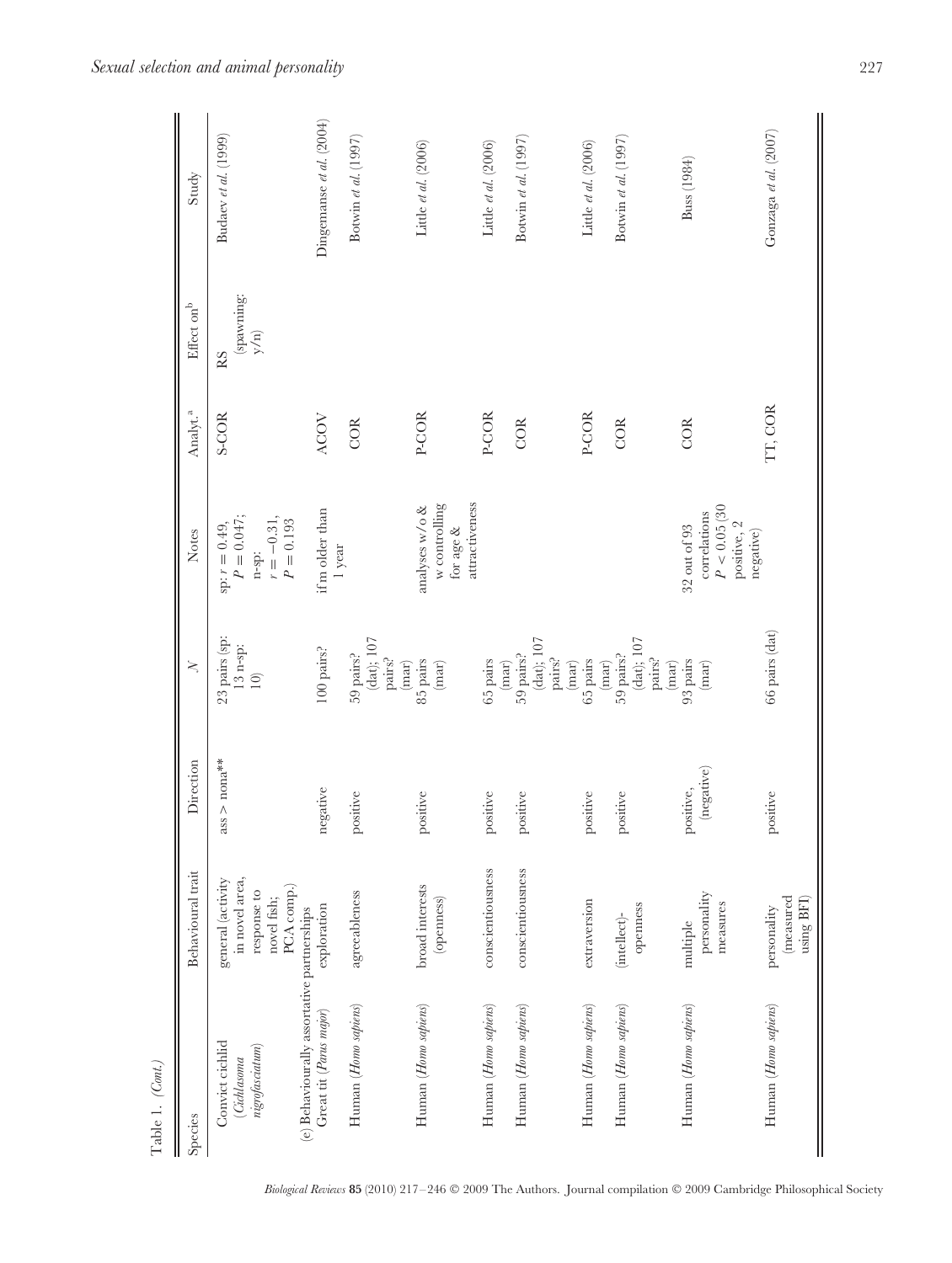Table 1. *(Cont.)*

| Species | Behavioural trait | Direction | $N$ | Notes | Analyt.[a] | Effect on[b] | Study |
|---|---|---|---|---|---|---|---|
| Convict cichlid (*Cichlasoma nigrofasciatum*) | general (activity in novel area, response to novel fish; PCA comp.) | ass > nona** | 23 pairs (sp: 13 n-sp: 10) | sp: $r = 0.49$, $P = 0.047$; n-sp: $r = -0.31$, $P = 0.193$ | S-COR | RS (spawning: y/n) | Budaev *et al.* (1999) |
| (e) Behaviourally assortative partnerships | | | | | | | |
| Great tit (*Parus major*) | exploration | negative | 100 pairs? | if m older than 1 year | ACOV | | Dingemanse *et al.* (2004) |
| Human (*Homo sapiens*) | agreeableness | positive | 59 pairs? (dat); 107 pairs? (mar) | | COR | | Botwin *et al.* (1997) |
| Human (*Homo sapiens*) | broad interests (openness) | positive | 85 pairs (mar) | analyses w/o & w controlling for age & attractiveness | P-COR | | Little *et al.* (2006) |
| Human (*Homo sapiens*) | conscientiousness | positive | 65 pairs (mar) | | P-COR | | Little *et al.* (2006) |
| Human (*Homo sapiens*) | conscientiousness | positive | 59 pairs? (dat); 107 pairs? (mar) | | COR | | Botwin *et al.* (1997) |
| Human (*Homo sapiens*) | extraversion | positive | 65 pairs (mar) | | P-COR | | Little *et al.* (2006) |
| Human (*Homo sapiens*) | (intellect)-openness | positive | 59 pairs? (dat); 107 pairs? (mar) | | COR | | Botwin *et al.* (1997) |
| Human (*Homo sapiens*) | multiple personality measures | positive, (negative) | 93 pairs (mar) | 32 out of 93 correlations $P < 0.05$ (30 positive, 2 negative) | COR | | Buss (1984) |
| Human (*Homo sapiens*) | personality (measured using BFI) | positive | 66 pairs (dat) | | TT, COR | | Gonzaga *et al.* (2007) |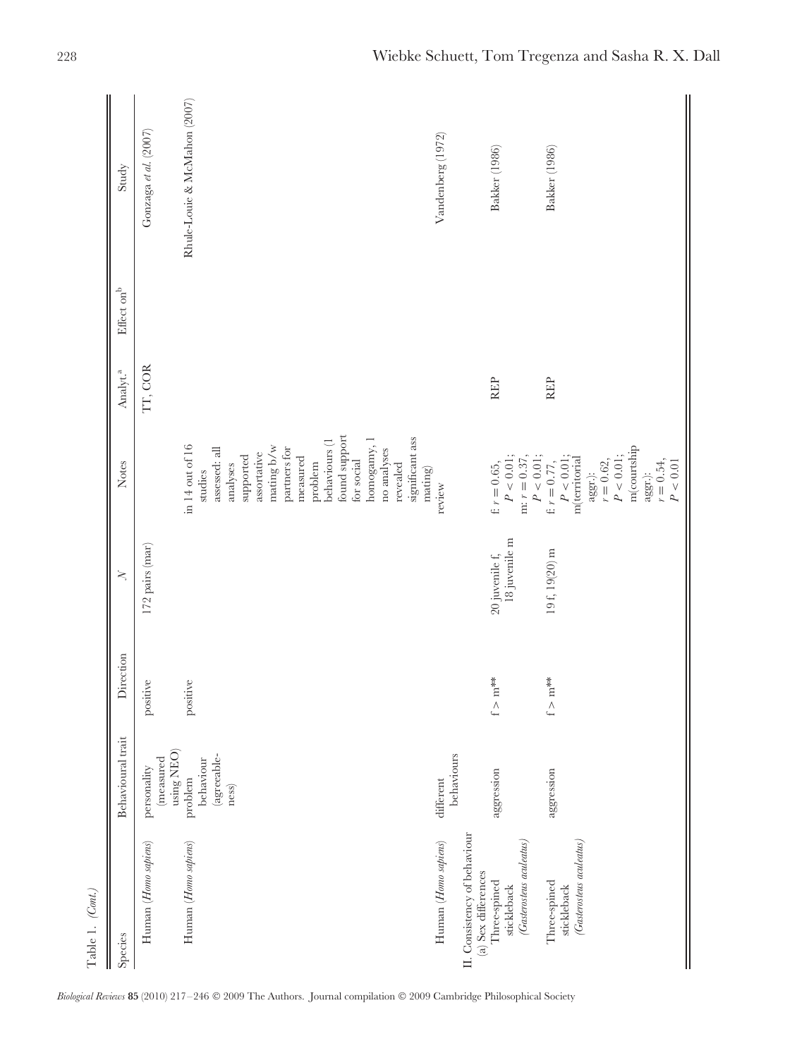Table 1. (*Cont.*)

| Species | Behavioural trait | Direction | *N* | Notes | Analyt.[a] | Effect on[b] | Study |
|---|---|---|---|---|---|---|---|
| Human (*Homo sapiens*) | personality (measured using NEO) | positive | 172 pairs (mar) | | TT, COR | | Gonzaga *et al.* (2007) |
| Human (*Homo sapiens*) | problem behaviour (agreeable-ness) | positive | | in 14 out of 16 studies assessed: all analyses supported assortative mating b/w partners for measured problem behaviours (1 found support for social homogamy, 1 no analyses revealed significant ass mating) | | | Rhule-Louie & McMahon (2007) |
| Human (*Homo sapiens*) | different behaviours | | | review | | | Vandenberg (1972) |
| II. Consistency of behaviour | | | | | | | |
| (a) Sex differences | | | | | | | |
| Three-spined stickleback (*Gasterosteus aculeatus*) | aggression | f > m** | 20 juvenile f, 18 juvenile m | f: $r = 0.65$, $P < 0.01$; m: $r = 0.37$, $P < 0.01$; | REP | | Bakker (1986) |
| Three-spined stickleback (*Gasterosteus aculeatus*) | aggression | f > m** | 19 f, 19(20) m | f: $r = 0.77$, $P < 0.01$; m(territorial aggr.): $r = 0.62$, $P < 0.01$; m(courtship aggr.): $r = 0.54$, $P < 0.01$ | REP | | Bakker (1986) |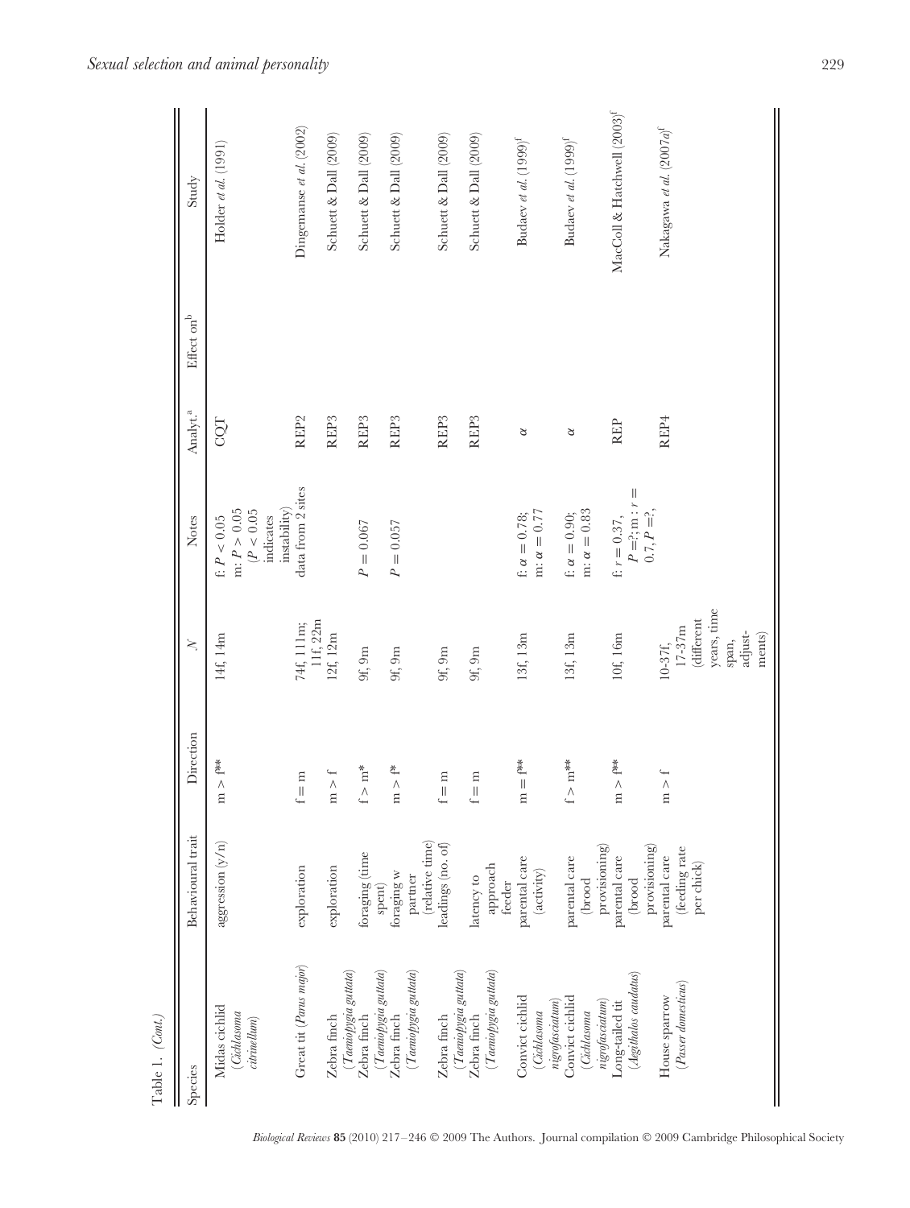Table 1. (Cont.)

| Species | Behavioural trait | Direction | $N$ | Notes | Analyt.[a] | Effect on[b] | Study |
|---|---|---|---|---|---|---|---|
| Midas cichlid (*Cichlasoma citrinellum*) | aggression (y/n) | m > f** | 14f, 14m | f: $P < 0.05$ m: $P > 0.05$ ($P < 0.05$ indicates instability) | CQT | | Holder *et al.* (1991) |
| Great tit (*Parus major*) | exploration | f = m | 74f, 111m; 11f, 22m | data from 2 sites | REP2 | | Dingemanse *et al.* (2002) |
| Zebra finch (*Taeniopygia guttata*) | exploration | m > f | 12f, 12m | | REP3 | | Schuett & Dall (2009) |
| Zebra finch (*Taeniopygia guttata*) | foraging (time spent) | f > m* | 9f, 9m | $P = 0.067$ | REP3 | | Schuett & Dall (2009) |
| Zebra finch (*Taeniopygia guttata*) | foraging w partner (relative time) | m > f* | 9f, 9m | $P = 0.057$ | REP3 | | Schuett & Dall (2009) |
| Zebra finch (*Taeniopygia guttata*) | leadings (no. of) | f = m | 9f, 9m | | REP3 | | Schuett & Dall (2009) |
| Zebra finch (*Taeniopygia guttata*) | latency to approach feeder | f = m | 9f, 9m | | REP3 | | Schuett & Dall (2009) |
| Convict cichlid (*Cichlasoma nigrofasciatum*) | parental care (activity) | m = f** | 13f, 13m | f: $\alpha = 0.78$; m: $\alpha = 0.77$ | $\alpha$ | | Budaev *et al.* (1999)[f] |
| Convict cichlid (*Cichlasoma nigrofasciatum*) | parental care (brood provisioning) | f > m** | 13f, 13m | f: $\alpha = 0.90$; m: $\alpha = 0.83$ | $\alpha$ | | Budaev *et al.* (1999)[f] |
| Long-tailed tit (*Aegithalos caudatus*) | parental care (brood provisioning) | m > f** | 10f, 16m | f: $r = 0.37$, $P = ?$; m : $r = 0.7, P = ?$, | REP | | MacColl & Hatchwell (2003)[f] |
| House sparrow (*Passer domesticus*) | parental care (feeding rate per chick) | m > f | 10-37f, 17-37m (different years, time span, adjust-ments) | | REP4 | | Nakagawa *et al.* (2007*a*)[f] |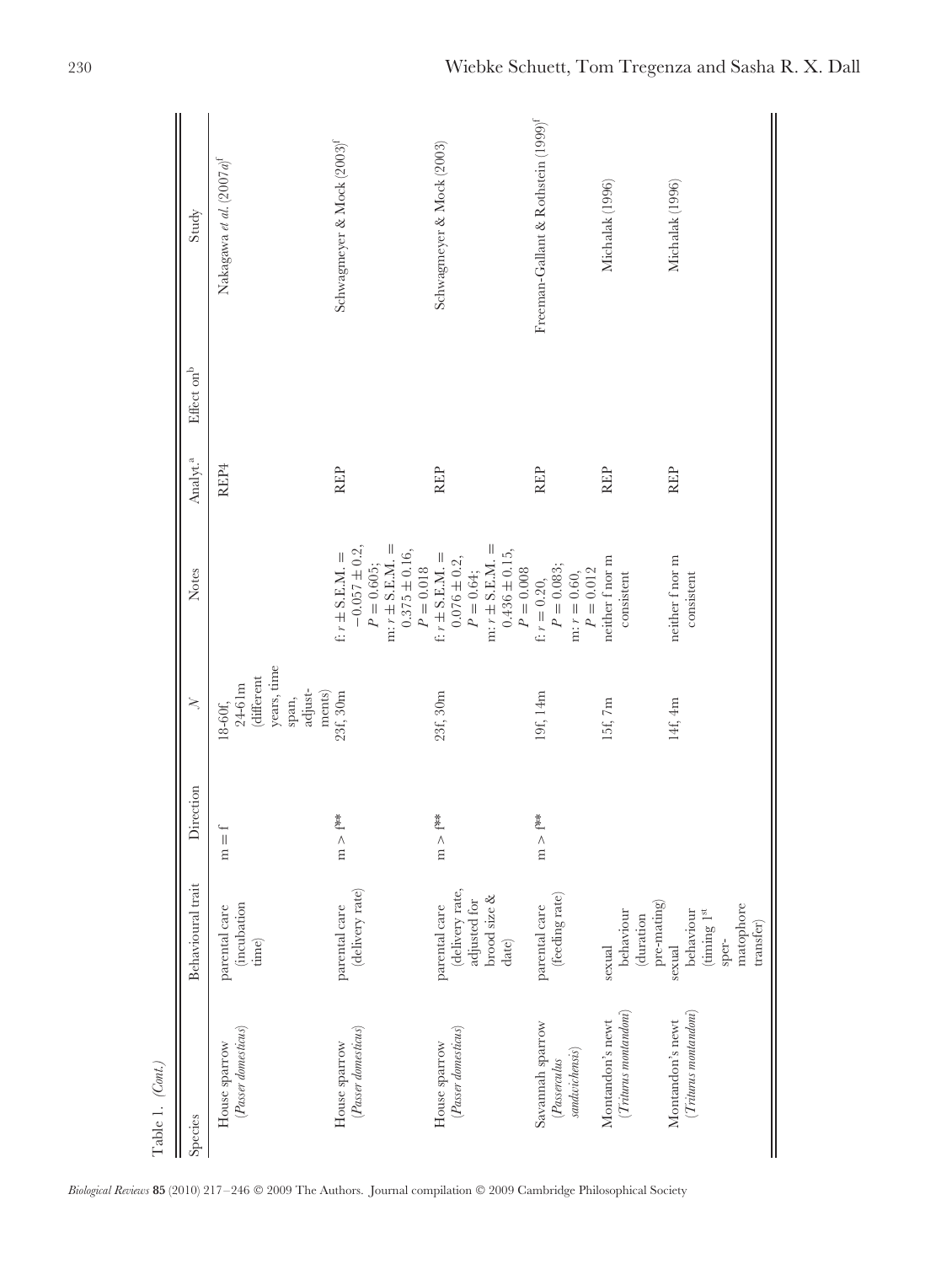Table 1. *(Cont.)*

| Species | Behavioural trait | Direction | *N* | Notes | Analyt.[a] | Effect on[b] | Study |
|---|---|---|---|---|---|---|---|
| House sparrow (*Passer domesticus*) | parental care (incubation time) | m = f | 18-60f, 24-61m (different years, time span, adjustments) | | REP4 | | Nakagawa *et al.* (2007*a*)[f] |
| House sparrow (*Passer domesticus*) | parental care (delivery rate) | m > f** | 23f, 30m | f: $r \pm$ S.E.M. = $-0.057 \pm 0.2$, $P = 0.605$; m: $r \pm$ S.E.M. = $0.375 \pm 0.16$, $P = 0.018$ | REP | | Schwagmeyer & Mock (2003)[f] |
| House sparrow (*Passer domesticus*) | parental care (delivery rate, adjusted for brood size & date) | m > f** | 23f, 30m | f: $r \pm$ S.E.M. = $0.076 \pm 0.2$, $P = 0.64$; m: $r \pm$ S.E.M. = $0.436 \pm 0.15$, $P = 0.008$ | REP | | Schwagmeyer & Mock (2003) |
| Savannah sparrow (*Passerculus sandwichensis*) | parental care (feeding rate) | m > f** | 19f, 14m | f: $r = 0.20$, $P = 0.083$; m: $r = 0.60$, $P = 0.012$ | REP | | Freeman-Gallant & Rothstein (1999)[f] |
| Montandon's newt (*Triturus montandoni*) | sexual behaviour (duration pre-mating) | | 15f, 7m | neither f nor m consistent | REP | | Michalak (1996) |
| Montandon's newt (*Triturus montandoni*) | sexual behaviour (timing 1[st] spermatophore transfer) | | 14f, 4m | neither f nor m consistent | REP | | Michalak (1996) |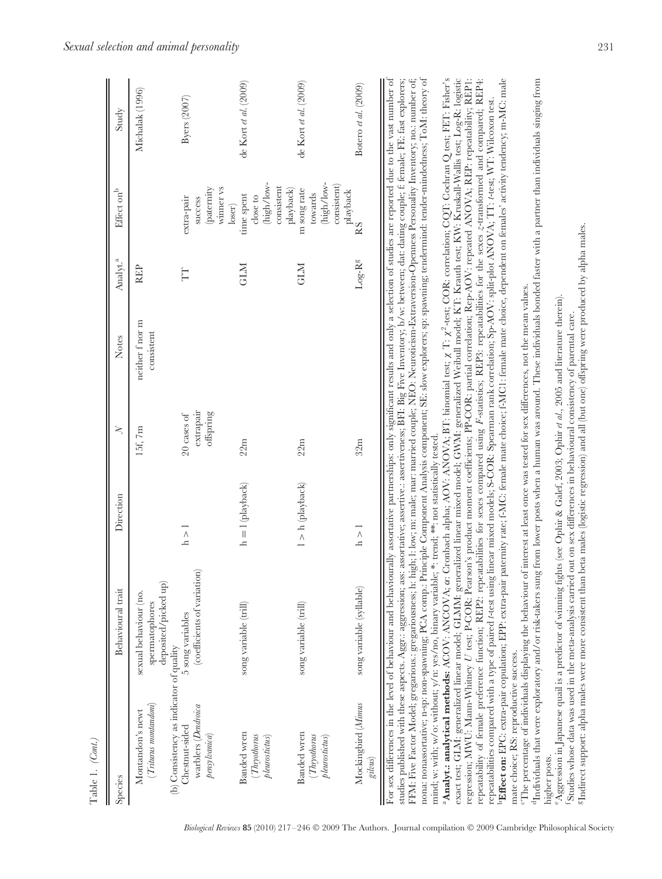Table 1. (*Cont.*)

| Species | Behavioural trait | Direction | $N$ | Notes | Analyt.[a] | Effect on[b] | Study |
|---|---|---|---|---|---|---|---|
| Montandon's newt (*Triturus montandoni*) | sexual behaviour (no. spermatophores deposited/picked up) | | 15f; 7m | neither f nor m consistent | REP | | Michalak (1996) |
| (b) Consistency as indicator of quality | | | | | | | |
| Chestnut-sided warblers (*Dendroica pensylvanica*) | 5 song variables (coefficients of variation) | h > l | 20 cases of extrapair offspring | | TT | extra-pair success (paternity winner vs loser) | Byers (2007) |
| Banded wren (*Thryothorus pleurosticus*) | song variable (trill) | h = l (playback) | 22m | | GLM | time spent close to (high/low-consistent playback) | de Kort *et al.* (2009) |
| Banded wren (*Thryothorus pleurosticus*) | song variable (trill) | l > h (playback) | 22m | | GLM | m song rate towards (high/low-consistent) playback | de Kort *et al.* (2009) |
| Mockingbird (*Mimus gilvus*) | song variable (syllable) | h > l | 32m | | Log-R[g] | RS | Botero *et al.* (2009) |

For sex differences in the level of behaviour and behaviourally assortative partnerships: only significant results and only a selection of studies are reported due to the vast number of studies published with these aspects. Aggr.: aggression; ass: assortative; assertive.: assertiveness; BFI: Big Five Inventory; b/w: between; dat: dating couple; f: female; FE: fast explorers; FFM: Five Factor Model; gregarious.: gregariousness; h: high; l: low; m: male; mar: married couple; NEO: Neuroticism-Extraversion-Openness Personality Inventory; no.: number of; nona: nonassortative; n-sp: non-spawning; PCA comp.: Principle Component Analysis component; SE: slow explorers; sp: spawning; tendermind: tender-mindedness; ToM: theory of mind; w: with; w/o: without; y/n: yes/no, binary variable; *: trend; **: not statistically tested.

[a]**Analyt.: analytical methods:** ACOV: ANCOVA; α: Cronbach alpha; AOV: ANOVA; BT: binomial test; χ T: $\chi^2$-test; COR: correlation; CQT: Cochran Q test; FET: Fisher's exact test; GLM: generalized linear model; GLMM: generalized linear mixed model; GWM: generalized Weibull model; KT: Krauth test; KW: Kruskall-Wallis test; Log-R: logistic regression; MWU: Mann-Whitney $U$ test; P-COR: Pearson's product moment coefficients; PP-COR: partial correlation; Rep-AOV: repeated ANOVA; REP: repeatability; REP1: repeatability of female preference function; REP2: repeatabilities for sexes compared using $F$-statistics; REP3: repeatabilities for the sexes $z$-transformed and compared; REP4: repeatabilities compared with a type of paired $t$-test using linear mixed models; S-COR: Spearman rank correlation; Sp-AOV: split-plot ANOVA; TT: $t$-test; WT: Wilcoxon test.

[b]**Effect on:** EPC: extra-pair copulation; EPP: extra-pair paternity rate; f-MC: female mate choice; f-MC1: female mate choice, dependent on females' activity tendency; m-MC: male mate choice; RS: reproductive success.

[c]The percentage of individuals displaying the behaviour of interest at least once was tested for sex differences, not the mean values.

[d]Individuals that were exploratory and/or risk-takers sung from lower posts when a human was around. These individuals bonded faster with a partner than individuals singing from higher posts.

[e]Aggression in Japanese quail is a predictor of winning fights (see Ophir & Galef, 2003; Ophir *et al.*, 2005 and literature therein).

[f]Studies whose data was used in the meta-analysis carried out on sex differences in behavioural consistency of parental care.

[g]Indirect support: alpha males were more consistent than beta males (logistic regression) and all (but one) offspring were produced by alpha males.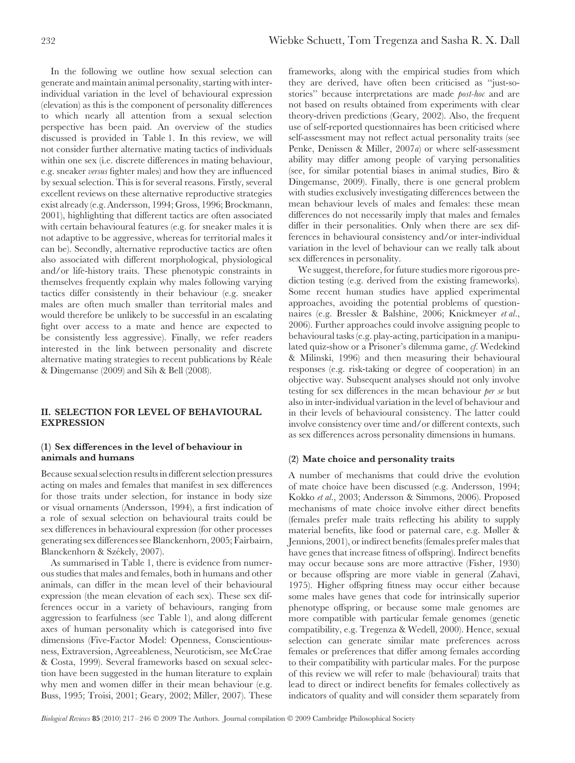In the following we outline how sexual selection can generate and maintain animal personality, starting with inter-individual variation in the level of behavioural expression (elevation) as this is the component of personality differences to which nearly all attention from a sexual selection perspective has been paid. An overview of the studies discussed is provided in Table 1. In this review, we will not consider further alternative mating tactics of individuals within one sex (i.e. discrete differences in mating behaviour, e.g. sneaker *versus* fighter males) and how they are influenced by sexual selection. This is for several reasons. Firstly, several excellent reviews on these alternative reproductive strategies exist already (e.g. Andersson, 1994; Gross, 1996; Brockmann, 2001), highlighting that different tactics are often associated with certain behavioural features (e.g. for sneaker males it is not adaptive to be aggressive, whereas for territorial males it can be). Secondly, alternative reproductive tactics are often also associated with different morphological, physiological and/or life-history traits. These phenotypic constraints in themselves frequently explain why males following varying tactics differ consistently in their behaviour (e.g. sneaker males are often much smaller than territorial males and would therefore be unlikely to be successful in an escalating fight over access to a mate and hence are expected to be consistently less aggressive). Finally, we refer readers interested in the link between personality and discrete alternative mating strategies to recent publications by Réale & Dingemanse (2009) and Sih & Bell (2008).

## II. SELECTION FOR LEVEL OF BEHAVIOURAL EXPRESSION

### (1) Sex differences in the level of behaviour in animals and humans

Because sexual selection results in different selection pressures acting on males and females that manifest in sex differences for those traits under selection, for instance in body size or visual ornaments (Andersson, 1994), a first indication of a role of sexual selection on behavioural traits could be sex differences in behavioural expression (for other processes generating sex differences see Blanckenhorn, 2005; Fairbairn, Blanckenhorn & Székely, 2007).

As summarised in Table 1, there is evidence from numerous studies that males and females, both in humans and other animals, can differ in the mean level of their behavioural expression (the mean elevation of each sex). These sex differences occur in a variety of behaviours, ranging from aggression to fearfulness (see Table 1), and along different axes of human personality which is categorised into five dimensions (Five-Factor Model: Openness, Conscientiousness, Extraversion, Agreeableness, Neuroticism, see McCrae & Costa, 1999). Several frameworks based on sexual selection have been suggested in the human literature to explain why men and women differ in their mean behaviour (e.g. Buss, 1995; Troisi, 2001; Geary, 2002; Miller, 2007). These frameworks, along with the empirical studies from which they are derived, have often been criticised as "just-so-stories" because interpretations are made *post-hoc* and are not based on results obtained from experiments with clear theory-driven predictions (Geary, 2002). Also, the frequent use of self-reported questionnaires has been criticised where self-assessment may not reflect actual personality traits (see Penke, Denissen & Miller, 2007*a*) or where self-assessment ability may differ among people of varying personalities (see, for similar potential biases in animal studies, Biro & Dingemanse, 2009). Finally, there is one general problem with studies exclusively investigating differences between the mean behaviour levels of males and females: these mean differences do not necessarily imply that males and females differ in their personalities. Only when there are sex differences in behavioural consistency and/or inter-individual variation in the level of behaviour can we really talk about sex differences in personality.

We suggest, therefore, for future studies more rigorous prediction testing (e.g. derived from the existing frameworks). Some recent human studies have applied experimental approaches, avoiding the potential problems of questionnaires (e.g. Bressler & Balshine, 2006; Knickmeyer *et al.*, 2006). Further approaches could involve assigning people to behavioural tasks (e.g. play-acting, participation in a manipulated quiz-show or a Prisoner's dilemma game, *cf.* Wedekind & Milinski, 1996) and then measuring their behavioural responses (e.g. risk-taking or degree of cooperation) in an objective way. Subsequent analyses should not only involve testing for sex differences in the mean behaviour *per se* but also in inter-individual variation in the level of behaviour and in their levels of behavioural consistency. The latter could involve consistency over time and/or different contexts, such as sex differences across personality dimensions in humans.

### (2) Mate choice and personality traits

A number of mechanisms that could drive the evolution of mate choice have been discussed (e.g. Andersson, 1994; Kokko *et al.*, 2003; Andersson & Simmons, 2006). Proposed mechanisms of mate choice involve either direct benefits (females prefer male traits reflecting his ability to supply material benefits, like food or paternal care, e.g. Møller & Jennions, 2001), or indirect benefits (females prefer males that have genes that increase fitness of offspring). Indirect benefits may occur because sons are more attractive (Fisher, 1930) or because offspring are more viable in general (Zahavi, 1975). Higher offspring fitness may occur either because some males have genes that code for intrinsically superior phenotype offspring, or because some male genomes are more compatible with particular female genomes (genetic compatibility, e.g. Tregenza & Wedell, 2000). Hence, sexual selection can generate similar mate preferences across females or preferences that differ among females according to their compatibility with particular males. For the purpose of this review we will refer to male (behavioural) traits that lead to direct or indirect benefits for females collectively as indicators of quality and will consider them separately from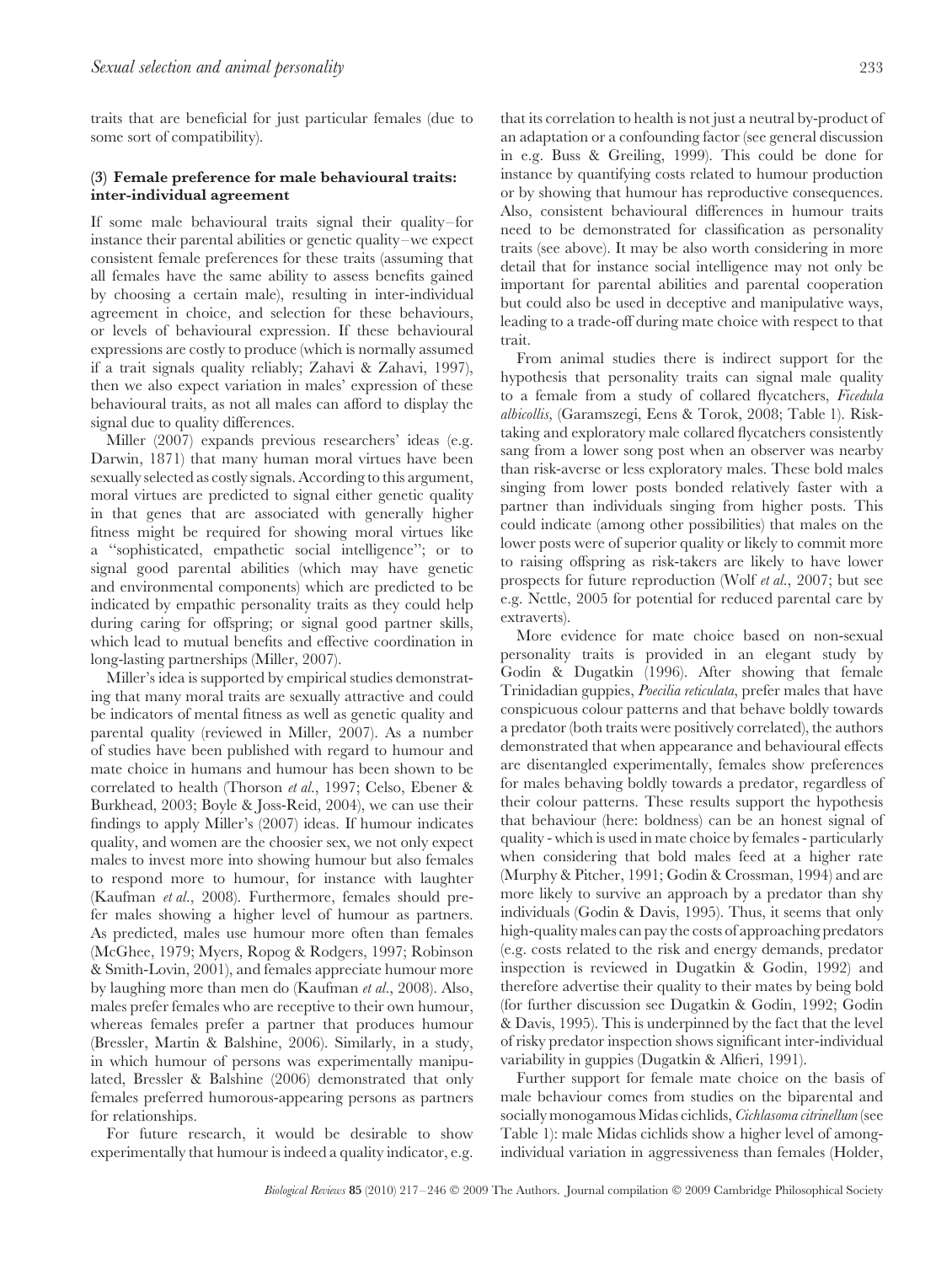traits that are beneficial for just particular females (due to some sort of compatibility).

### (3) Female preference for male behavioural traits: inter-individual agreement

If some male behavioural traits signal their quality – for instance their parental abilities or genetic quality – we expect consistent female preferences for these traits (assuming that all females have the same ability to assess benefits gained by choosing a certain male), resulting in inter-individual agreement in choice, and selection for these behaviours, or levels of behavioural expression. If these behavioural expressions are costly to produce (which is normally assumed if a trait signals quality reliably; Zahavi & Zahavi, 1997), then we also expect variation in males' expression of these behavioural traits, as not all males can afford to display the signal due to quality differences.

Miller (2007) expands previous researchers' ideas (e.g. Darwin, 1871) that many human moral virtues have been sexually selected as costly signals. According to this argument, moral virtues are predicted to signal either genetic quality in that genes that are associated with generally higher fitness might be required for showing moral virtues like a "sophisticated, empathetic social intelligence"; or to signal good parental abilities (which may have genetic and environmental components) which are predicted to be indicated by empathic personality traits as they could help during caring for offspring; or signal good partner skills, which lead to mutual benefits and effective coordination in long-lasting partnerships (Miller, 2007).

Miller's idea is supported by empirical studies demonstrating that many moral traits are sexually attractive and could be indicators of mental fitness as well as genetic quality and parental quality (reviewed in Miller, 2007). As a number of studies have been published with regard to humour and mate choice in humans and humour has been shown to be correlated to health (Thorson *et al.*, 1997; Celso, Ebener & Burkhead, 2003; Boyle & Joss-Reid, 2004), we can use their findings to apply Miller's (2007) ideas. If humour indicates quality, and women are the choosier sex, we not only expect males to invest more into showing humour but also females to respond more to humour, for instance with laughter (Kaufman *et al.*, 2008). Furthermore, females should prefer males showing a higher level of humour as partners. As predicted, males use humour more often than females (McGhee, 1979; Myers, Ropog & Rodgers, 1997; Robinson & Smith-Lovin, 2001), and females appreciate humour more by laughing more than men do (Kaufman *et al.*, 2008). Also, males prefer females who are receptive to their own humour, whereas females prefer a partner that produces humour (Bressler, Martin & Balshine, 2006). Similarly, in a study, in which humour of persons was experimentally manipulated, Bressler & Balshine (2006) demonstrated that only females preferred humorous-appearing persons as partners for relationships.

For future research, it would be desirable to show experimentally that humour is indeed a quality indicator, e.g. that its correlation to health is not just a neutral by-product of an adaptation or a confounding factor (see general discussion in e.g. Buss & Greiling, 1999). This could be done for instance by quantifying costs related to humour production or by showing that humour has reproductive consequences. Also, consistent behavioural differences in humour traits need to be demonstrated for classification as personality traits (see above). It may be also worth considering in more detail that for instance social intelligence may not only be important for parental abilities and parental cooperation but could also be used in deceptive and manipulative ways, leading to a trade-off during mate choice with respect to that trait.

From animal studies there is indirect support for the hypothesis that personality traits can signal male quality to a female from a study of collared flycatchers, *Ficedula albicollis*, (Garamszegi, Eens & Torok, 2008; Table 1). Risk-taking and exploratory male collared flycatchers consistently sang from a lower song post when an observer was nearby than risk-averse or less exploratory males. These bold males singing from lower posts bonded relatively faster with a partner than individuals singing from higher posts. This could indicate (among other possibilities) that males on the lower posts were of superior quality or likely to commit more to raising offspring as risk-takers are likely to have lower prospects for future reproduction (Wolf *et al.*, 2007; but see e.g. Nettle, 2005 for potential for reduced parental care by extraverts).

More evidence for mate choice based on non-sexual personality traits is provided in an elegant study by Godin & Dugatkin (1996). After showing that female Trinidadian guppies, *Poecilia reticulata*, prefer males that have conspicuous colour patterns and that behave boldly towards a predator (both traits were positively correlated), the authors demonstrated that when appearance and behavioural effects are disentangled experimentally, females show preferences for males behaving boldly towards a predator, regardless of their colour patterns. These results support the hypothesis that behaviour (here: boldness) can be an honest signal of quality - which is used in mate choice by females - particularly when considering that bold males feed at a higher rate (Murphy & Pitcher, 1991; Godin & Crossman, 1994) and are more likely to survive an approach by a predator than shy individuals (Godin & Davis, 1995). Thus, it seems that only high-quality males can pay the costs of approaching predators (e.g. costs related to the risk and energy demands, predator inspection is reviewed in Dugatkin & Godin, 1992) and therefore advertise their quality to their mates by being bold (for further discussion see Dugatkin & Godin, 1992; Godin & Davis, 1995). This is underpinned by the fact that the level of risky predator inspection shows significant inter-individual variability in guppies (Dugatkin & Alfieri, 1991).

Further support for female mate choice on the basis of male behaviour comes from studies on the biparental and socially monogamous Midas cichlids, *Cichlasoma citrinellum* (see Table 1): male Midas cichlids show a higher level of among-individual variation in aggressiveness than females (Holder,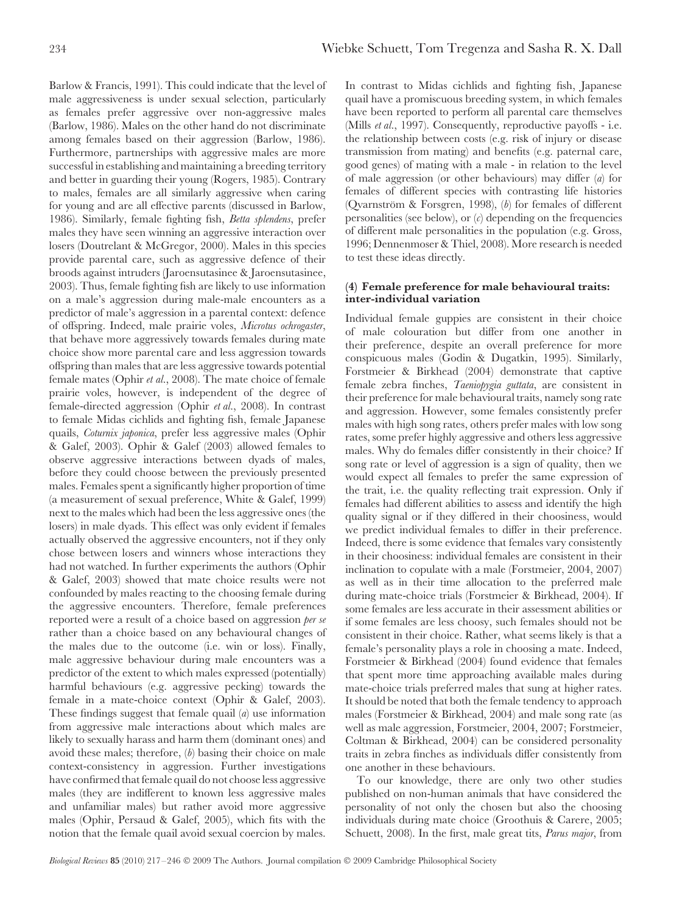Barlow & Francis, 1991). This could indicate that the level of male aggressiveness is under sexual selection, particularly as females prefer aggressive over non-aggressive males (Barlow, 1986). Males on the other hand do not discriminate among females based on their aggression (Barlow, 1986). Furthermore, partnerships with aggressive males are more successful in establishing and maintaining a breeding territory and better in guarding their young (Rogers, 1985). Contrary to males, females are all similarly aggressive when caring for young and are all effective parents (discussed in Barlow, 1986). Similarly, female fighting fish, *Betta splendens*, prefer males they have seen winning an aggressive interaction over losers (Doutrelant & McGregor, 2000). Males in this species provide parental care, such as aggressive defence of their broods against intruders (Jaroensutasinee & Jaroensutasinee, 2003). Thus, female fighting fish are likely to use information on a male's aggression during male-male encounters as a predictor of male's aggression in a parental context: defence of offspring. Indeed, male prairie voles, *Microtus ochrogaster*, that behave more aggressively towards females during mate choice show more parental care and less aggression towards offspring than males that are less aggressive towards potential female mates (Ophir *et al.*, 2008). The mate choice of female prairie voles, however, is independent of the degree of female-directed aggression (Ophir *et al.*, 2008). In contrast to female Midas cichlids and fighting fish, female Japanese quails, *Coturnix japonica*, prefer less aggressive males (Ophir & Galef, 2003). Ophir & Galef (2003) allowed females to observe aggressive interactions between dyads of males, before they could choose between the previously presented males. Females spent a significantly higher proportion of time (a measurement of sexual preference, White & Galef, 1999) next to the males which had been the less aggressive ones (the losers) in male dyads. This effect was only evident if females actually observed the aggressive encounters, not if they only chose between losers and winners whose interactions they had not watched. In further experiments the authors (Ophir & Galef, 2003) showed that mate choice results were not confounded by males reacting to the choosing female during the aggressive encounters. Therefore, female preferences reported were a result of a choice based on aggression *per se* rather than a choice based on any behavioural changes of the males due to the outcome (i.e. win or loss). Finally, male aggressive behaviour during male encounters was a predictor of the extent to which males expressed (potentially) harmful behaviours (e.g. aggressive pecking) towards the female in a mate-choice context (Ophir & Galef, 2003). These findings suggest that female quail (*a*) use information from aggressive male interactions about which males are likely to sexually harass and harm them (dominant ones) and avoid these males; therefore, (*b*) basing their choice on male context-consistency in aggression. Further investigations have confirmed that female quail do not choose less aggressive males (they are indifferent to known less aggressive males and unfamiliar males) but rather avoid more aggressive males (Ophir, Persaud & Galef, 2005), which fits with the notion that the female quail avoid sexual coercion by males.

In contrast to Midas cichlids and fighting fish, Japanese quail have a promiscuous breeding system, in which females have been reported to perform all parental care themselves (Mills *et al.*, 1997). Consequently, reproductive payoffs - i.e. the relationship between costs (e.g. risk of injury or disease transmission from mating) and benefits (e.g. paternal care, good genes) of mating with a male - in relation to the level of male aggression (or other behaviours) may differ (*a*) for females of different species with contrasting life histories (Qvarnström & Forsgren, 1998), (*b*) for females of different personalities (see below), or (*c*) depending on the frequencies of different male personalities in the population (e.g. Gross, 1996; Dennenmoser & Thiel, 2008). More research is needed to test these ideas directly.

### (4) Female preference for male behavioural traits: inter-individual variation

Individual female guppies are consistent in their choice of male colouration but differ from one another in their preference, despite an overall preference for more conspicuous males (Godin & Dugatkin, 1995). Similarly, Forstmeier & Birkhead (2004) demonstrate that captive female zebra finches, *Taeniopygia guttata*, are consistent in their preference for male behavioural traits, namely song rate and aggression. However, some females consistently prefer males with high song rates, others prefer males with low song rates, some prefer highly aggressive and others less aggressive males. Why do females differ consistently in their choice? If song rate or level of aggression is a sign of quality, then we would expect all females to prefer the same expression of the trait, i.e. the quality reflecting trait expression. Only if females had different abilities to assess and identify the high quality signal or if they differed in their choosiness, would we predict individual females to differ in their preference. Indeed, there is some evidence that females vary consistently in their choosiness: individual females are consistent in their inclination to copulate with a male (Forstmeier, 2004, 2007) as well as in their time allocation to the preferred male during mate-choice trials (Forstmeier & Birkhead, 2004). If some females are less accurate in their assessment abilities or if some females are less choosy, such females should not be consistent in their choice. Rather, what seems likely is that a female's personality plays a role in choosing a mate. Indeed, Forstmeier & Birkhead (2004) found evidence that females that spent more time approaching available males during mate-choice trials preferred males that sung at higher rates. It should be noted that both the female tendency to approach males (Forstmeier & Birkhead, 2004) and male song rate (as well as male aggression, Forstmeier, 2004, 2007; Forstmeier, Coltman & Birkhead, 2004) can be considered personality traits in zebra finches as individuals differ consistently from one another in these behaviours.

To our knowledge, there are only two other studies published on non-human animals that have considered the personality of not only the chosen but also the choosing individuals during mate choice (Groothuis & Carere, 2005; Schuett, 2008). In the first, male great tits, *Parus major*, from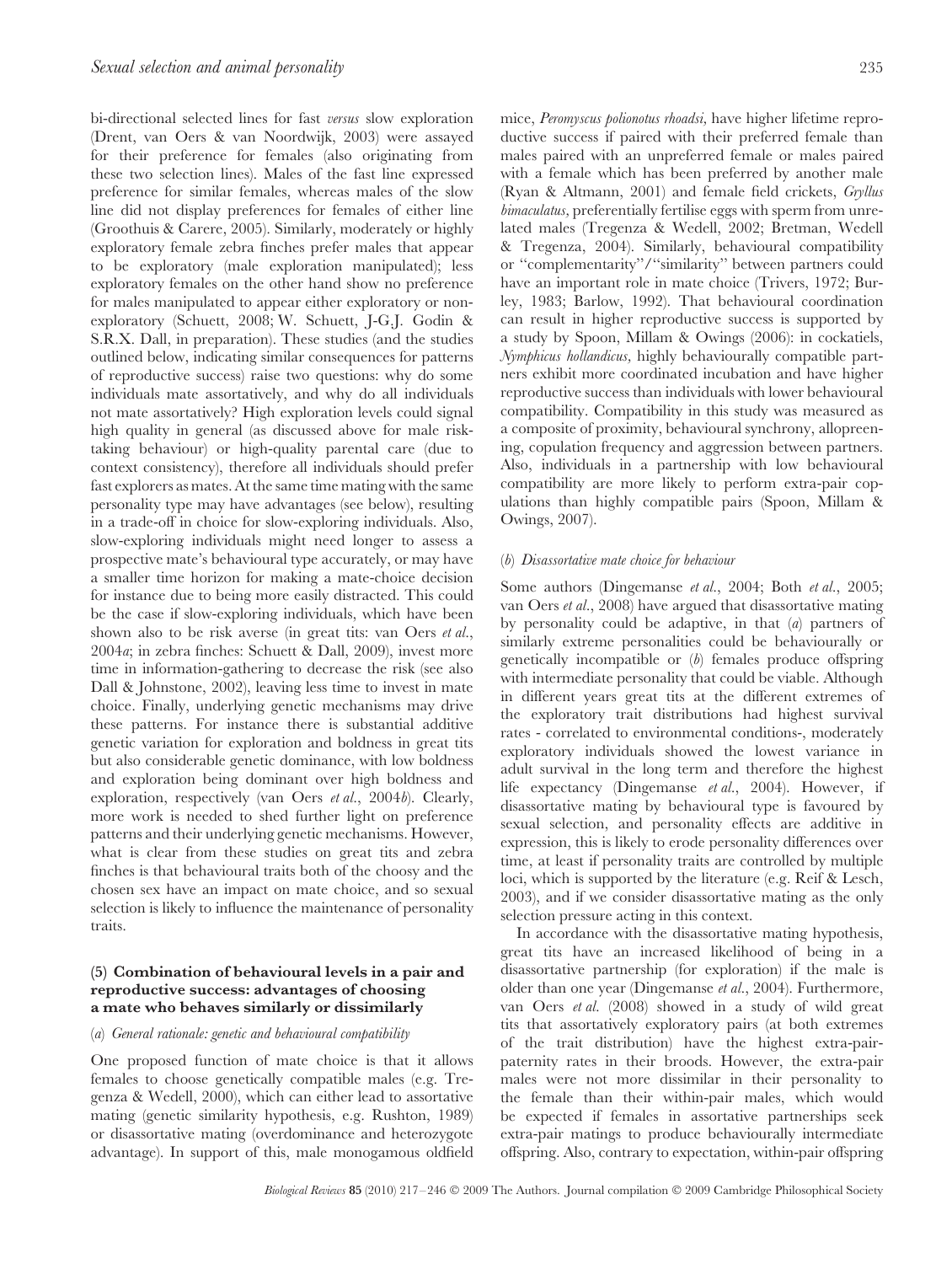bi-directional selected lines for fast *versus* slow exploration (Drent, van Oers & van Noordwijk, 2003) were assayed for their preference for females (also originating from these two selection lines). Males of the fast line expressed preference for similar females, whereas males of the slow line did not display preferences for females of either line (Groothuis & Carere, 2005). Similarly, moderately or highly exploratory female zebra finches prefer males that appear to be exploratory (male exploration manipulated); less exploratory females on the other hand show no preference for males manipulated to appear either exploratory or non-exploratory (Schuett, 2008; W. Schuett, J-G.J. Godin & S.R.X. Dall, in preparation). These studies (and the studies outlined below, indicating similar consequences for patterns of reproductive success) raise two questions: why do some individuals mate assortatively, and why do all individuals not mate assortatively? High exploration levels could signal high quality in general (as discussed above for male risk-taking behaviour) or high-quality parental care (due to context consistency), therefore all individuals should prefer fast explorers as mates. At the same time mating with the same personality type may have advantages (see below), resulting in a trade-off in choice for slow-exploring individuals. Also, slow-exploring individuals might need longer to assess a prospective mate's behavioural type accurately, or may have a smaller time horizon for making a mate-choice decision for instance due to being more easily distracted. This could be the case if slow-exploring individuals, which have been shown also to be risk averse (in great tits: van Oers *et al.*, 2004*a*; in zebra finches: Schuett & Dall, 2009), invest more time in information-gathering to decrease the risk (see also Dall & Johnstone, 2002), leaving less time to invest in mate choice. Finally, underlying genetic mechanisms may drive these patterns. For instance there is substantial additive genetic variation for exploration and boldness in great tits but also considerable genetic dominance, with low boldness and exploration being dominant over high boldness and exploration, respectively (van Oers *et al.*, 2004*b*). Clearly, more work is needed to shed further light on preference patterns and their underlying genetic mechanisms. However, what is clear from these studies on great tits and zebra finches is that behavioural traits both of the choosy and the chosen sex have an impact on mate choice, and so sexual selection is likely to influence the maintenance of personality traits.

### (5) Combination of behavioural levels in a pair and reproductive success: advantages of choosing a mate who behaves similarly or dissimilarly

#### (*a*) *General rationale: genetic and behavioural compatibility*

One proposed function of mate choice is that it allows females to choose genetically compatible males (e.g. Tregenza & Wedell, 2000), which can either lead to assortative mating (genetic similarity hypothesis, e.g. Rushton, 1989) or disassortative mating (overdominance and heterozygote advantage). In support of this, male monogamous oldfield mice, *Peromyscus polionotus rhoadsi*, have higher lifetime reproductive success if paired with their preferred female than males paired with an unpreferred female or males paired with a female which has been preferred by another male (Ryan & Altmann, 2001) and female field crickets, *Gryllus bimaculatus*, preferentially fertilise eggs with sperm from unrelated males (Tregenza & Wedell, 2002; Bretman, Wedell & Tregenza, 2004). Similarly, behavioural compatibility or "complementarity"/"similarity" between partners could have an important role in mate choice (Trivers, 1972; Burley, 1983; Barlow, 1992). That behavioural coordination can result in higher reproductive success is supported by a study by Spoon, Millam & Owings (2006): in cockatiels, *Nymphicus hollandicus*, highly behaviourally compatible partners exhibit more coordinated incubation and have higher reproductive success than individuals with lower behavioural compatibility. Compatibility in this study was measured as a composite of proximity, behavioural synchrony, allopreening, copulation frequency and aggression between partners. Also, individuals in a partnership with low behavioural compatibility are more likely to perform extra-pair copulations than highly compatible pairs (Spoon, Millam & Owings, 2007).

#### (*b*) *Disassortative mate choice for behaviour*

Some authors (Dingemanse *et al.*, 2004; Both *et al.*, 2005; van Oers *et al.*, 2008) have argued that disassortative mating by personality could be adaptive, in that (*a*) partners of similarly extreme personalities could be behaviourally or genetically incompatible or (*b*) females produce offspring with intermediate personality that could be viable. Although in different years great tits at the different extremes of the exploratory trait distributions had highest survival rates - correlated to environmental conditions-, moderately exploratory individuals showed the lowest variance in adult survival in the long term and therefore the highest life expectancy (Dingemanse *et al.*, 2004). However, if disassortative mating by behavioural type is favoured by sexual selection, and personality effects are additive in expression, this is likely to erode personality differences over time, at least if personality traits are controlled by multiple loci, which is supported by the literature (e.g. Reif & Lesch, 2003), and if we consider disassortative mating as the only selection pressure acting in this context.

In accordance with the disassortative mating hypothesis, great tits have an increased likelihood of being in a disassortative partnership (for exploration) if the male is older than one year (Dingemanse *et al.*, 2004). Furthermore, van Oers *et al.* (2008) showed in a study of wild great tits that assortatively exploratory pairs (at both extremes of the trait distribution) have the highest extra-pair-paternity rates in their broods. However, the extra-pair males were not more dissimilar in their personality to the female than their within-pair males, which would be expected if females in assortative partnerships seek extra-pair matings to produce behaviourally intermediate offspring. Also, contrary to expectation, within-pair offspring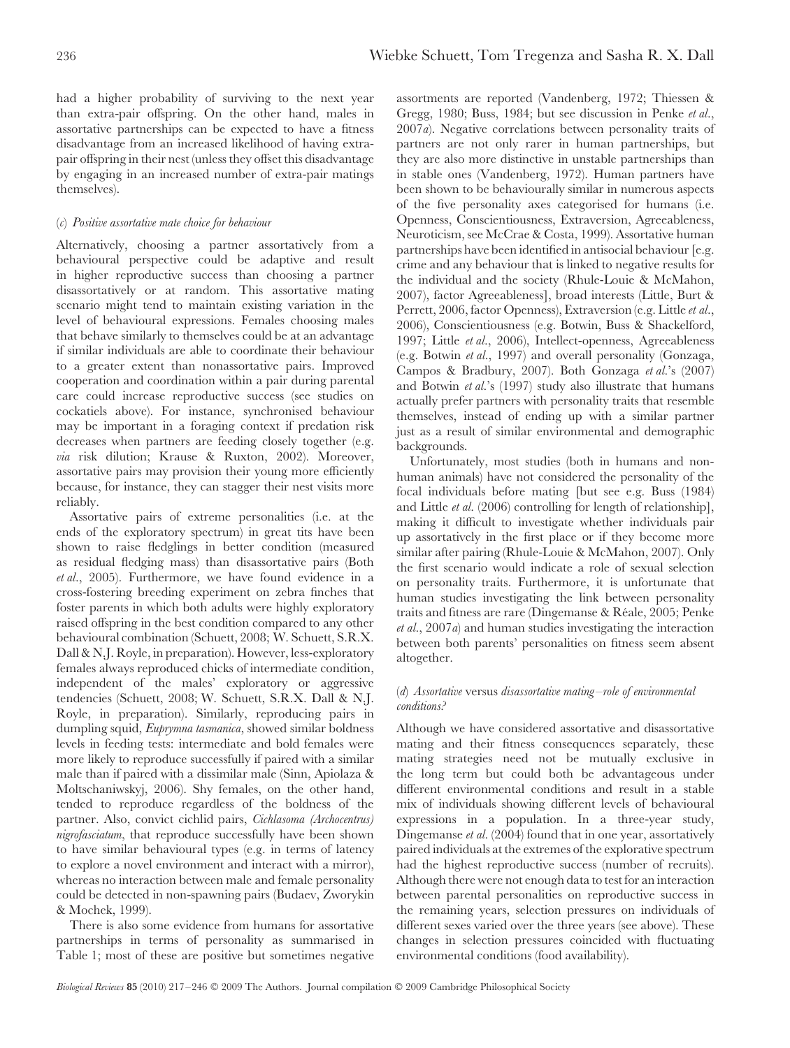had a higher probability of surviving to the next year than extra-pair offspring. On the other hand, males in assortative partnerships can be expected to have a fitness disadvantage from an increased likelihood of having extra-pair offspring in their nest (unless they offset this disadvantage by engaging in an increased number of extra-pair matings themselves).

### (*c*) *Positive assortative mate choice for behaviour*

Alternatively, choosing a partner assortatively from a behavioural perspective could be adaptive and result in higher reproductive success than choosing a partner disassortatively or at random. This assortative mating scenario might tend to maintain existing variation in the level of behavioural expressions. Females choosing males that behave similarly to themselves could be at an advantage if similar individuals are able to coordinate their behaviour to a greater extent than nonassortative pairs. Improved cooperation and coordination within a pair during parental care could increase reproductive success (see studies on cockatiels above). For instance, synchronised behaviour may be important in a foraging context if predation risk decreases when partners are feeding closely together (e.g. *via* risk dilution; Krause & Ruxton, 2002). Moreover, assortative pairs may provision their young more efficiently because, for instance, they can stagger their nest visits more reliably.

Assortative pairs of extreme personalities (i.e. at the ends of the exploratory spectrum) in great tits have been shown to raise fledglings in better condition (measured as residual fledging mass) than disassortative pairs (Both *et al*., 2005). Furthermore, we have found evidence in a cross-fostering breeding experiment on zebra finches that foster parents in which both adults were highly exploratory raised offspring in the best condition compared to any other behavioural combination (Schuett, 2008; W. Schuett, S.R.X. Dall & N.J. Royle, in preparation). However, less-exploratory females always reproduced chicks of intermediate condition, independent of the males' exploratory or aggressive tendencies (Schuett, 2008; W. Schuett, S.R.X. Dall & N.J. Royle, in preparation). Similarly, reproducing pairs in dumpling squid, *Euprymna tasmanica*, showed similar boldness levels in feeding tests: intermediate and bold females were more likely to reproduce successfully if paired with a similar male than if paired with a dissimilar male (Sinn, Apiolaza & Moltschaniwskyj, 2006). Shy females, on the other hand, tended to reproduce regardless of the boldness of the partner. Also, convict cichlid pairs, *Cichlasoma (Archocentrus) nigrofasciatum*, that reproduce successfully have been shown to have similar behavioural types (e.g. in terms of latency to explore a novel environment and interact with a mirror), whereas no interaction between male and female personality could be detected in non-spawning pairs (Budaev, Zworykin & Mochek, 1999).

There is also some evidence from humans for assortative partnerships in terms of personality as summarised in Table 1; most of these are positive but sometimes negative assortments are reported (Vandenberg, 1972; Thiessen & Gregg, 1980; Buss, 1984; but see discussion in Penke *et al*., 2007*a*). Negative correlations between personality traits of partners are not only rarer in human partnerships, but they are also more distinctive in unstable partnerships than in stable ones (Vandenberg, 1972). Human partners have been shown to be behaviourally similar in numerous aspects of the five personality axes categorised for humans (i.e. Openness, Conscientiousness, Extraversion, Agreeableness, Neuroticism, see McCrae & Costa, 1999). Assortative human partnerships have been identified in antisocial behaviour [e.g. crime and any behaviour that is linked to negative results for the individual and the society (Rhule-Louie & McMahon, 2007), factor Agreeableness], broad interests (Little, Burt & Perrett, 2006, factor Openness), Extraversion (e.g. Little *et al*., 2006), Conscientiousness (e.g. Botwin, Buss & Shackelford, 1997; Little *et al*., 2006), Intellect-openness, Agreeableness (e.g. Botwin *et al*., 1997) and overall personality (Gonzaga, Campos & Bradbury, 2007). Both Gonzaga *et al*.'s (2007) and Botwin *et al*.'s (1997) study also illustrate that humans actually prefer partners with personality traits that resemble themselves, instead of ending up with a similar partner just as a result of similar environmental and demographic backgrounds.

Unfortunately, most studies (both in humans and non-human animals) have not considered the personality of the focal individuals before mating [but see e.g. Buss (1984) and Little *et al*. (2006) controlling for length of relationship], making it difficult to investigate whether individuals pair up assortatively in the first place or if they become more similar after pairing (Rhule-Louie & McMahon, 2007). Only the first scenario would indicate a role of sexual selection on personality traits. Furthermore, it is unfortunate that human studies investigating the link between personality traits and fitness are rare (Dingemanse & Réale, 2005; Penke *et al*., 2007*a*) and human studies investigating the interaction between both parents' personalities on fitness seem absent altogether.

### (*d*) *Assortative* versus *disassortative mating–role of environmental conditions?*

Although we have considered assortative and disassortative mating and their fitness consequences separately, these mating strategies need not be mutually exclusive in the long term but could both be advantageous under different environmental conditions and result in a stable mix of individuals showing different levels of behavioural expressions in a population. In a three-year study, Dingemanse *et al*. (2004) found that in one year, assortatively paired individuals at the extremes of the explorative spectrum had the highest reproductive success (number of recruits). Although there were not enough data to test for an interaction between parental personalities on reproductive success in the remaining years, selection pressures on individuals of different sexes varied over the three years (see above). These changes in selection pressures coincided with fluctuating environmental conditions (food availability).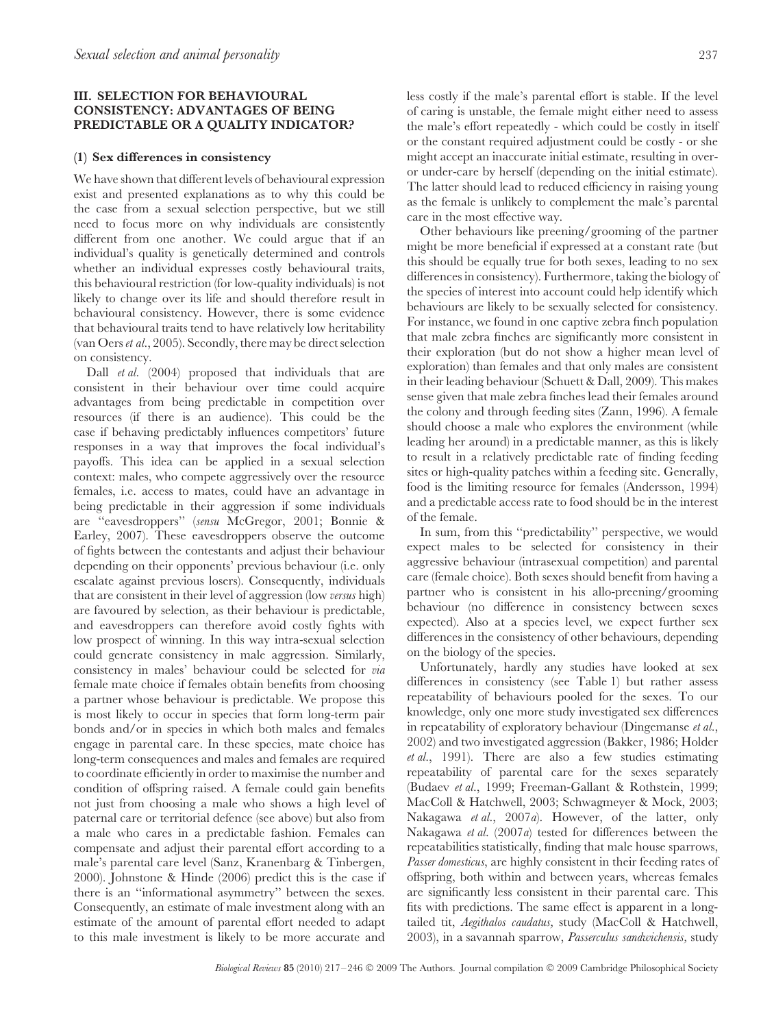## III. SELECTION FOR BEHAVIOURAL CONSISTENCY: ADVANTAGES OF BEING PREDICTABLE OR A QUALITY INDICATOR?

### (1) Sex differences in consistency

We have shown that different levels of behavioural expression exist and presented explanations as to why this could be the case from a sexual selection perspective, but we still need to focus more on why individuals are consistently different from one another. We could argue that if an individual's quality is genetically determined and controls whether an individual expresses costly behavioural traits, this behavioural restriction (for low-quality individuals) is not likely to change over its life and should therefore result in behavioural consistency. However, there is some evidence that behavioural traits tend to have relatively low heritability (van Oers *et al.*, 2005). Secondly, there may be direct selection on consistency.

Dall *et al.* (2004) proposed that individuals that are consistent in their behaviour over time could acquire advantages from being predictable in competition over resources (if there is an audience). This could be the case if behaving predictably influences competitors' future responses in a way that improves the focal individual's payoffs. This idea can be applied in a sexual selection context: males, who compete aggressively over the resource females, i.e. access to mates, could have an advantage in being predictable in their aggression if some individuals are "eavesdroppers" (*sensu* McGregor, 2001; Bonnie & Earley, 2007). These eavesdroppers observe the outcome of fights between the contestants and adjust their behaviour depending on their opponents' previous behaviour (i.e. only escalate against previous losers). Consequently, individuals that are consistent in their level of aggression (low *versus* high) are favoured by selection, as their behaviour is predictable, and eavesdroppers can therefore avoid costly fights with low prospect of winning. In this way intra-sexual selection could generate consistency in male aggression. Similarly, consistency in males' behaviour could be selected for *via* female mate choice if females obtain benefits from choosing a partner whose behaviour is predictable. We propose this is most likely to occur in species that form long-term pair bonds and/or in species in which both males and females engage in parental care. In these species, mate choice has long-term consequences and males and females are required to coordinate efficiently in order to maximise the number and condition of offspring raised. A female could gain benefits not just from choosing a male who shows a high level of paternal care or territorial defence (see above) but also from a male who cares in a predictable fashion. Females can compensate and adjust their parental effort according to a male's parental care level (Sanz, Kranenbarg & Tinbergen, 2000). Johnstone & Hinde (2006) predict this is the case if there is an "informational asymmetry" between the sexes. Consequently, an estimate of male investment along with an estimate of the amount of parental effort needed to adapt to this male investment is likely to be more accurate and less costly if the male's parental effort is stable. If the level of caring is unstable, the female might either need to assess the male's effort repeatedly - which could be costly in itself or the constant required adjustment could be costly - or she might accept an inaccurate initial estimate, resulting in over- or under-care by herself (depending on the initial estimate). The latter should lead to reduced efficiency in raising young as the female is unlikely to complement the male's parental care in the most effective way.

Other behaviours like preening/grooming of the partner might be more beneficial if expressed at a constant rate (but this should be equally true for both sexes, leading to no sex differences in consistency). Furthermore, taking the biology of the species of interest into account could help identify which behaviours are likely to be sexually selected for consistency. For instance, we found in one captive zebra finch population that male zebra finches are significantly more consistent in their exploration (but do not show a higher mean level of exploration) than females and that only males are consistent in their leading behaviour (Schuett & Dall, 2009). This makes sense given that male zebra finches lead their females around the colony and through feeding sites (Zann, 1996). A female should choose a male who explores the environment (while leading her around) in a predictable manner, as this is likely to result in a relatively predictable rate of finding feeding sites or high-quality patches within a feeding site. Generally, food is the limiting resource for females (Andersson, 1994) and a predictable access rate to food should be in the interest of the female.

In sum, from this "predictability" perspective, we would expect males to be selected for consistency in their aggressive behaviour (intrasexual competition) and parental care (female choice). Both sexes should benefit from having a partner who is consistent in his allo-preening/grooming behaviour (no difference in consistency between sexes expected). Also at a species level, we expect further sex differences in the consistency of other behaviours, depending on the biology of the species.

Unfortunately, hardly any studies have looked at sex differences in consistency (see Table 1) but rather assess repeatability of behaviours pooled for the sexes. To our knowledge, only one more study investigated sex differences in repeatability of exploratory behaviour (Dingemanse *et al.*, 2002) and two investigated aggression (Bakker, 1986; Holder *et al.*, 1991). There are also a few studies estimating repeatability of parental care for the sexes separately (Budaev *et al.*, 1999; Freeman-Gallant & Rothstein, 1999; MacColl & Hatchwell, 2003; Schwagmeyer & Mock, 2003; Nakagawa *et al.*, 2007*a*). However, of the latter, only Nakagawa *et al.* (2007*a*) tested for differences between the repeatabilities statistically, finding that male house sparrows, *Passer domesticus*, are highly consistent in their feeding rates of offspring, both within and between years, whereas females are significantly less consistent in their parental care. This fits with predictions. The same effect is apparent in a long-tailed tit, *Aegithalos caudatus,* study (MacColl & Hatchwell, 2003), in a savannah sparrow, *Passerculus sandwichensis,* study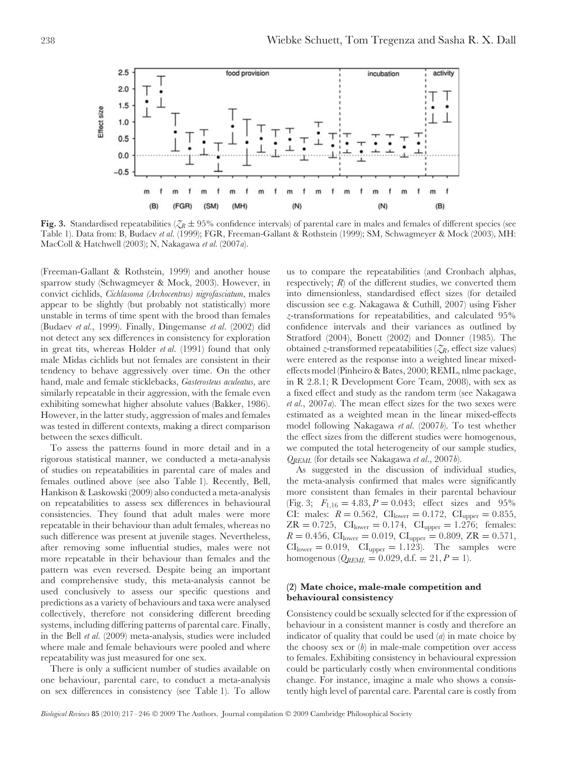**Fig. 3.** Standardised repeatabilities ($Z_R \pm 95\%$ confidence intervals) of parental care in males and females of different species (see Table 1). Data from: B, Budaev *et al.* (1999); FGR, Freeman-Gallant & Rothstein (1999); SM, Schwagmeyer & Mock (2003), MH: MacColl & Hatchwell (2003); N, Nakagawa *et al.* (2007*a*).

(Freeman-Gallant & Rothstein, 1999) and another house sparrow study (Schwagmeyer & Mock, 2003). However, in convict cichlids, *Cichlasoma (Archocentrus) nigrofasciatum*, males appear to be slightly (but probably not statistically) more unstable in terms of time spent with the brood than females (Budaev *et al.*, 1999). Finally, Dingemanse *et al.* (2002) did not detect any sex differences in consistency for exploration in great tits, whereas Holder *et al.* (1991) found that only male Midas cichlids but not females are consistent in their tendency to behave aggressively over time. On the other hand, male and female sticklebacks, *Gasterosteus aculeatus,* are similarly repeatable in their aggression, with the female even exhibiting somewhat higher absolute values (Bakker, 1986). However, in the latter study, aggression of males and females was tested in different contexts, making a direct comparison between the sexes difficult.

To assess the patterns found in more detail and in a rigorous statistical manner, we conducted a meta-analysis of studies on repeatabilities in parental care of males and females outlined above (see also Table 1). Recently, Bell, Hankison & Laskowski (2009) also conducted a meta-analysis on repeatabilities to assess sex differences in behavioural consistencies. They found that adult males were more repeatable in their behaviour than adult females, whereas no such difference was present at juvenile stages. Nevertheless, after removing some influential studies, males were not more repeatable in their behaviour than females and the pattern was even reversed. Despite being an important and comprehensive study, this meta-analysis cannot be used conclusively to assess our specific questions and predictions as a variety of behaviours and taxa were analysed collectively, therefore not considering different breeding systems, including differing patterns of parental care. Finally, in the Bell *et al.* (2009) meta-analysis, studies were included where male and female behaviours were pooled and where repeatability was just measured for one sex.

There is only a sufficient number of studies available on one behaviour, parental care, to conduct a meta-analysis on sex differences in consistency (see Table 1). To allow us to compare the repeatabilities (and Cronbach alphas, respectively; $R$) of the different studies, we converted them into dimensionless, standardised effect sizes (for detailed discussion see e.g. Nakagawa & Cuthill, 2007) using Fisher $z$-transformations for repeatabilities, and calculated 95% confidence intervals and their variances as outlined by Stratford (2004), Bonett (2002) and Donner (1985). The obtained $z$-transformed repeatabilities ($Z_R$, effect size values) were entered as the response into a weighted linear mixed-effects model (Pinheiro & Bates, 2000; REML, nlme package, in R 2.8.1; R Development Core Team, 2008), with sex as a fixed effect and study as the random term (see Nakagawa *et al.*, 2007*a*). The mean effect sizes for the two sexes were estimated as a weighted mean in the linear mixed-effects model following Nakagawa *et al.* (2007*b*). To test whether the effect sizes from the different studies were homogenous, we computed the total heterogeneity of our sample studies, $Q_{REML}$ (for details see Nakagawa *et al.*, 2007*b*).

As suggested in the discussion of individual studies, the meta-analysis confirmed that males were significantly more consistent than females in their parental behaviour (Fig. 3; $F_{1,16} = 4.83, P = 0.043$; effect sizes and 95% CI: males: $R = 0.562$, $CI_{lower} = 0.172$, $CI_{upper} = 0.855$, $ZR = 0.725$, $CI_{lower} = 0.174$, $CI_{upper} = 1.276$; females: $R = 0.456$, $CI_{lower} = 0.019$, $CI_{upper} = 0.809$, $ZR = 0.571$, $CI_{lower} = 0.019$, $CI_{upper} = 1.123$). The samples were homogenous ($Q_{REML} = 0.029$, d.f. $= 21$, $P = 1$).

### (2) Mate choice, male-male competition and behavioural consistency

Consistency could be sexually selected for if the expression of behaviour in a consistent manner is costly and therefore an indicator of quality that could be used (*a*) in mate choice by the choosy sex or (*b*) in male-male competition over access to females. Exhibiting consistency in behavioural expression could be particularly costly when environmental conditions change. For instance, imagine a male who shows a consistently high level of parental care. Parental care is costly from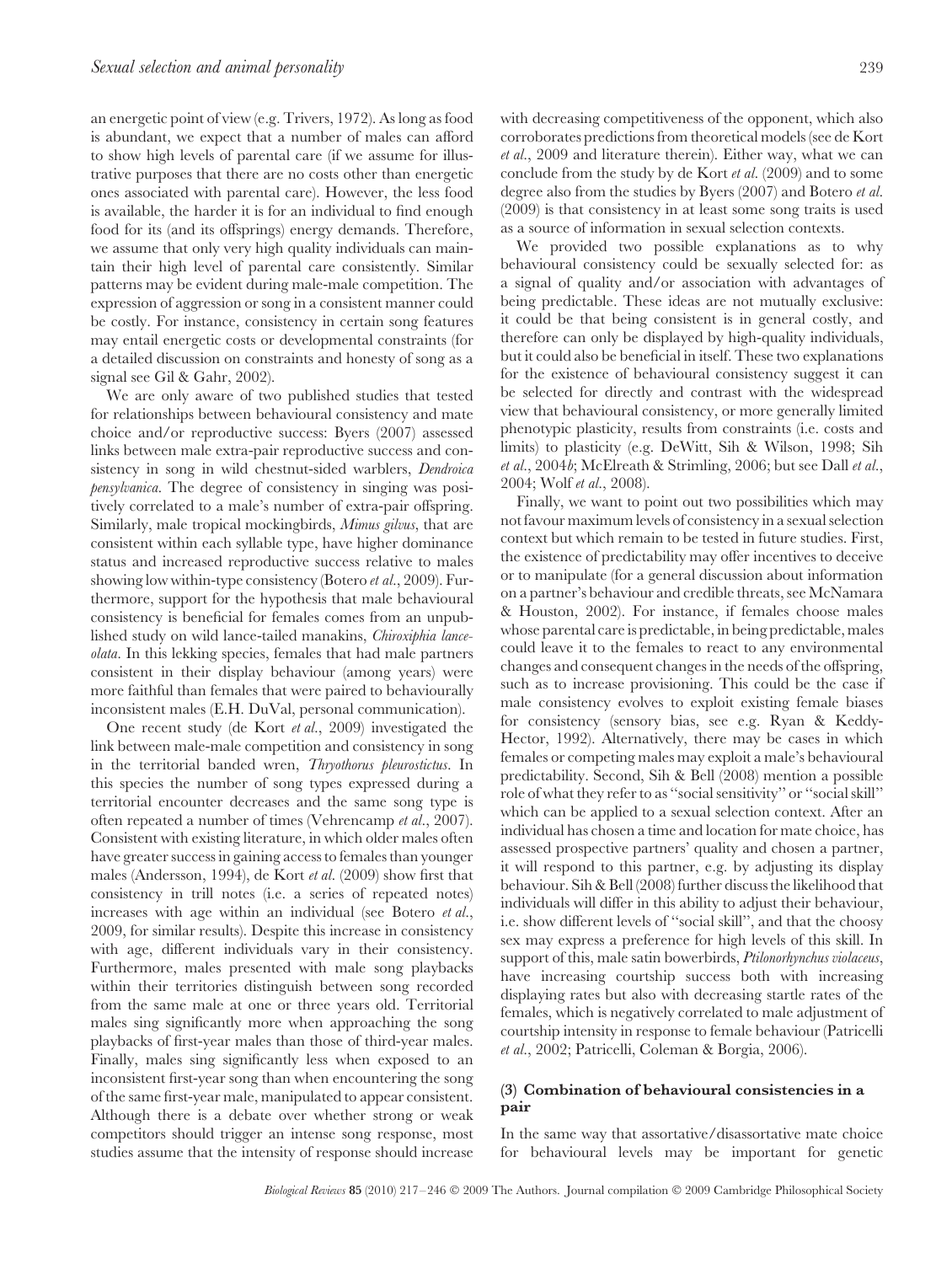an energetic point of view (e.g. Trivers, 1972). As long as food is abundant, we expect that a number of males can afford to show high levels of parental care (if we assume for illustrative purposes that there are no costs other than energetic ones associated with parental care). However, the less food is available, the harder it is for an individual to find enough food for its (and its offsprings) energy demands. Therefore, we assume that only very high quality individuals can maintain their high level of parental care consistently. Similar patterns may be evident during male-male competition. The expression of aggression or song in a consistent manner could be costly. For instance, consistency in certain song features may entail energetic costs or developmental constraints (for a detailed discussion on constraints and honesty of song as a signal see Gil & Gahr, 2002).

We are only aware of two published studies that tested for relationships between behavioural consistency and mate choice and/or reproductive success: Byers (2007) assessed links between male extra-pair reproductive success and consistency in song in wild chestnut-sided warblers, *Dendroica pensylvanica*. The degree of consistency in singing was positively correlated to a male's number of extra-pair offspring. Similarly, male tropical mockingbirds, *Mimus gilvus*, that are consistent within each syllable type, have higher dominance status and increased reproductive success relative to males showing low within-type consistency (Botero *et al.*, 2009). Furthermore, support for the hypothesis that male behavioural consistency is beneficial for females comes from an unpublished study on wild lance-tailed manakins, *Chiroxiphia lanceolata*. In this lekking species, females that had male partners consistent in their display behaviour (among years) were more faithful than females that were paired to behaviourally inconsistent males (E.H. DuVal, personal communication).

One recent study (de Kort *et al.*, 2009) investigated the link between male-male competition and consistency in song in the territorial banded wren, *Thryothorus pleurostictus*. In this species the number of song types expressed during a territorial encounter decreases and the same song type is often repeated a number of times (Vehrencamp *et al.*, 2007). Consistent with existing literature, in which older males often have greater success in gaining access to females than younger males (Andersson, 1994), de Kort *et al.* (2009) show first that consistency in trill notes (i.e. a series of repeated notes) increases with age within an individual (see Botero *et al.*, 2009, for similar results). Despite this increase in consistency with age, different individuals vary in their consistency. Furthermore, males presented with male song playbacks within their territories distinguish between song recorded from the same male at one or three years old. Territorial males sing significantly more when approaching the song playbacks of first-year males than those of third-year males. Finally, males sing significantly less when exposed to an inconsistent first-year song than when encountering the song of the same first-year male, manipulated to appear consistent. Although there is a debate over whether strong or weak competitors should trigger an intense song response, most studies assume that the intensity of response should increase with decreasing competitiveness of the opponent, which also corroborates predictions from theoretical models (see de Kort *et al.*, 2009 and literature therein). Either way, what we can conclude from the study by de Kort *et al.* (2009) and to some degree also from the studies by Byers (2007) and Botero *et al.* (2009) is that consistency in at least some song traits is used as a source of information in sexual selection contexts.

We provided two possible explanations as to why behavioural consistency could be sexually selected for: as a signal of quality and/or association with advantages of being predictable. These ideas are not mutually exclusive: it could be that being consistent is in general costly, and therefore can only be displayed by high-quality individuals, but it could also be beneficial in itself. These two explanations for the existence of behavioural consistency suggest it can be selected for directly and contrast with the widespread view that behavioural consistency, or more generally limited phenotypic plasticity, results from constraints (i.e. costs and limits) to plasticity (e.g. DeWitt, Sih & Wilson, 1998; Sih *et al.*, 2004*b*; McElreath & Strimling, 2006; but see Dall *et al.*, 2004; Wolf *et al.*, 2008).

Finally, we want to point out two possibilities which may not favour maximum levels of consistency in a sexual selection context but which remain to be tested in future studies. First, the existence of predictability may offer incentives to deceive or to manipulate (for a general discussion about information on a partner's behaviour and credible threats, see McNamara & Houston, 2002). For instance, if females choose males whose parental care is predictable, in being predictable, males could leave it to the females to react to any environmental changes and consequent changes in the needs of the offspring, such as to increase provisioning. This could be the case if male consistency evolves to exploit existing female biases for consistency (sensory bias, see e.g. Ryan & Keddy-Hector, 1992). Alternatively, there may be cases in which females or competing males may exploit a male's behavioural predictability. Second, Sih & Bell (2008) mention a possible role of what they refer to as ''social sensitivity'' or ''social skill'' which can be applied to a sexual selection context. After an individual has chosen a time and location for mate choice, has assessed prospective partners' quality and chosen a partner, it will respond to this partner, e.g. by adjusting its display behaviour. Sih & Bell (2008) further discuss the likelihood that individuals will differ in this ability to adjust their behaviour, i.e. show different levels of ''social skill'', and that the choosy sex may express a preference for high levels of this skill. In support of this, male satin bowerbirds, *Ptilonorhynchus violaceus*, have increasing courtship success both with increasing displaying rates but also with decreasing startle rates of the females, which is negatively correlated to male adjustment of courtship intensity in response to female behaviour (Patricelli *et al.*, 2002; Patricelli, Coleman & Borgia, 2006).

### (3) Combination of behavioural consistencies in a pair

In the same way that assortative/disassortative mate choice for behavioural levels may be important for genetic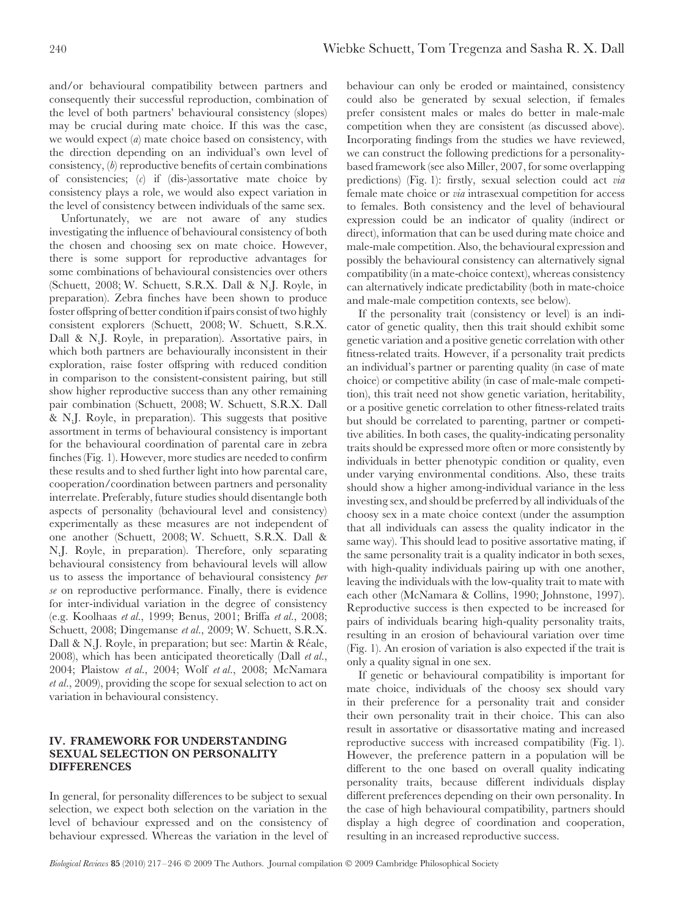and/or behavioural compatibility between partners and consequently their successful reproduction, combination of the level of both partners' behavioural consistency (slopes) may be crucial during mate choice. If this was the case, we would expect (*a*) mate choice based on consistency, with the direction depending on an individual's own level of consistency, (*b*) reproductive benefits of certain combinations of consistencies; (*c*) if (dis-)assortative mate choice by consistency plays a role, we would also expect variation in the level of consistency between individuals of the same sex.

Unfortunately, we are not aware of any studies investigating the influence of behavioural consistency of both the chosen and choosing sex on mate choice. However, there is some support for reproductive advantages for some combinations of behavioural consistencies over others (Schuett, 2008; W. Schuett, S.R.X. Dall & N.J. Royle, in preparation). Zebra finches have been shown to produce foster offspring of better condition if pairs consist of two highly consistent explorers (Schuett, 2008; W. Schuett, S.R.X. Dall & N.J. Royle, in preparation). Assortative pairs, in which both partners are behaviourally inconsistent in their exploration, raise foster offspring with reduced condition in comparison to the consistent-consistent pairing, but still show higher reproductive success than any other remaining pair combination (Schuett, 2008; W. Schuett, S.R.X. Dall & N.J. Royle, in preparation). This suggests that positive assortment in terms of behavioural consistency is important for the behavioural coordination of parental care in zebra finches (Fig. 1). However, more studies are needed to confirm these results and to shed further light into how parental care, cooperation/coordination between partners and personality interrelate. Preferably, future studies should disentangle both aspects of personality (behavioural level and consistency) experimentally as these measures are not independent of one another (Schuett, 2008; W. Schuett, S.R.X. Dall & N.J. Royle, in preparation). Therefore, only separating behavioural consistency from behavioural levels will allow us to assess the importance of behavioural consistency *per se* on reproductive performance. Finally, there is evidence for inter-individual variation in the degree of consistency (e.g. Koolhaas *et al.*, 1999; Benus, 2001; Briffa *et al.*, 2008; Schuett, 2008; Dingemanse *et al.*, 2009; W. Schuett, S.R.X. Dall & N.J. Royle, in preparation; but see: Martin & Réale, 2008), which has been anticipated theoretically (Dall *et al.*, 2004; Plaistow *et al.*, 2004; Wolf *et al.*, 2008; McNamara *et al.*, 2009), providing the scope for sexual selection to act on variation in behavioural consistency.

## IV. FRAMEWORK FOR UNDERSTANDING SEXUAL SELECTION ON PERSONALITY DIFFERENCES

In general, for personality differences to be subject to sexual selection, we expect both selection on the variation in the level of behaviour expressed and on the consistency of behaviour expressed. Whereas the variation in the level of behaviour can only be eroded or maintained, consistency could also be generated by sexual selection, if females prefer consistent males or males do better in male-male competition when they are consistent (as discussed above). Incorporating findings from the studies we have reviewed, we can construct the following predictions for a personality-based framework (see also Miller, 2007, for some overlapping predictions) (Fig. 1): firstly, sexual selection could act *via* female mate choice or *via* intrasexual competition for access to females. Both consistency and the level of behavioural expression could be an indicator of quality (indirect or direct), information that can be used during mate choice and male-male competition. Also, the behavioural expression and possibly the behavioural consistency can alternatively signal compatibility (in a mate-choice context), whereas consistency can alternatively indicate predictability (both in mate-choice and male-male competition contexts, see below).

If the personality trait (consistency or level) is an indicator of genetic quality, then this trait should exhibit some genetic variation and a positive genetic correlation with other fitness-related traits. However, if a personality trait predicts an individual's partner or parenting quality (in case of mate choice) or competitive ability (in case of male-male competition), this trait need not show genetic variation, heritability, or a positive genetic correlation to other fitness-related traits but should be correlated to parenting, partner or competitive abilities. In both cases, the quality-indicating personality traits should be expressed more often or more consistently by individuals in better phenotypic condition or quality, even under varying environmental conditions. Also, these traits should show a higher among-individual variance in the less investing sex, and should be preferred by all individuals of the choosy sex in a mate choice context (under the assumption that all individuals can assess the quality indicator in the same way). This should lead to positive assortative mating, if the same personality trait is a quality indicator in both sexes, with high-quality individuals pairing up with one another, leaving the individuals with the low-quality trait to mate with each other (McNamara & Collins, 1990; Johnstone, 1997). Reproductive success is then expected to be increased for pairs of individuals bearing high-quality personality traits, resulting in an erosion of behavioural variation over time (Fig. 1). An erosion of variation is also expected if the trait is only a quality signal in one sex.

If genetic or behavioural compatibility is important for mate choice, individuals of the choosy sex should vary in their preference for a personality trait and consider their own personality trait in their choice. This can also result in assortative or disassortative mating and increased reproductive success with increased compatibility (Fig. 1). However, the preference pattern in a population will be different to the one based on overall quality indicating personality traits, because different individuals display different preferences depending on their own personality. In the case of high behavioural compatibility, partners should display a high degree of coordination and cooperation, resulting in an increased reproductive success.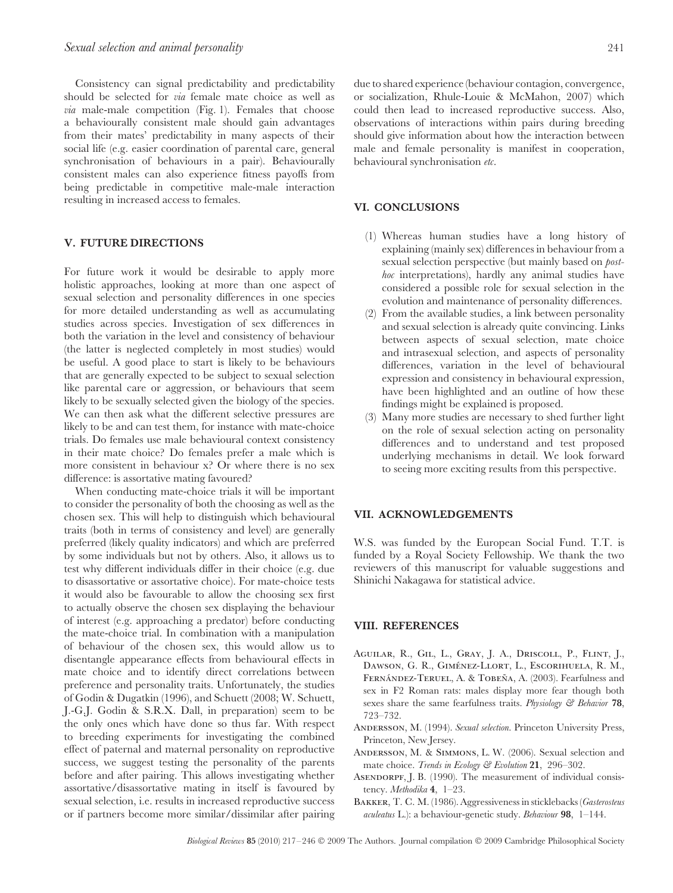Consistency can signal predictability and predictability should be selected for *via* female mate choice as well as *via* male-male competition (Fig. 1). Females that choose a behaviourally consistent male should gain advantages from their mates' predictability in many aspects of their social life (e.g. easier coordination of parental care, general synchronisation of behaviours in a pair). Behaviourally consistent males can also experience fitness payoffs from being predictable in competitive male-male interaction resulting in increased access to females.

## V. FUTURE DIRECTIONS

For future work it would be desirable to apply more holistic approaches, looking at more than one aspect of sexual selection and personality differences in one species for more detailed understanding as well as accumulating studies across species. Investigation of sex differences in both the variation in the level and consistency of behaviour (the latter is neglected completely in most studies) would be useful. A good place to start is likely to be behaviours that are generally expected to be subject to sexual selection like parental care or aggression, or behaviours that seem likely to be sexually selected given the biology of the species. We can then ask what the different selective pressures are likely to be and can test them, for instance with mate-choice trials. Do females use male behavioural context consistency in their mate choice? Do females prefer a male which is more consistent in behaviour x? Or where there is no sex difference: is assortative mating favoured?

When conducting mate-choice trials it will be important to consider the personality of both the choosing as well as the chosen sex. This will help to distinguish which behavioural traits (both in terms of consistency and level) are generally preferred (likely quality indicators) and which are preferred by some individuals but not by others. Also, it allows us to test why different individuals differ in their choice (e.g. due to disassortative or assortative choice). For mate-choice tests it would also be favourable to allow the choosing sex first to actually observe the chosen sex displaying the behaviour of interest (e.g. approaching a predator) before conducting the mate-choice trial. In combination with a manipulation of behaviour of the chosen sex, this would allow us to disentangle appearance effects from behavioural effects in mate choice and to identify direct correlations between preference and personality traits. Unfortunately, the studies of Godin & Dugatkin (1996), and Schuett (2008; W. Schuett, J.-G.J. Godin & S.R.X. Dall, in preparation) seem to be the only ones which have done so thus far. With respect to breeding experiments for investigating the combined effect of paternal and maternal personality on reproductive success, we suggest testing the personality of the parents before and after pairing. This allows investigating whether assortative/disassortative mating in itself is favoured by sexual selection, i.e. results in increased reproductive success or if partners become more similar/dissimilar after pairing due to shared experience (behaviour contagion, convergence, or socialization, Rhule-Louie & McMahon, 2007) which could then lead to increased reproductive success. Also, observations of interactions within pairs during breeding should give information about how the interaction between male and female personality is manifest in cooperation, behavioural synchronisation *etc.*

## VI. CONCLUSIONS

(1) Whereas human studies have a long history of explaining (mainly sex) differences in behaviour from a sexual selection perspective (but mainly based on *post-hoc* interpretations), hardly any animal studies have considered a possible role for sexual selection in the evolution and maintenance of personality differences.

(2) From the available studies, a link between personality and sexual selection is already quite convincing. Links between aspects of sexual selection, mate choice and intrasexual selection, and aspects of personality differences, variation in the level of behavioural expression and consistency in behavioural expression, have been highlighted and an outline of how these findings might be explained is proposed.

(3) Many more studies are necessary to shed further light on the role of sexual selection acting on personality differences and to understand and test proposed underlying mechanisms in detail. We look forward to seeing more exciting results from this perspective.

## VII. ACKNOWLEDGEMENTS

W.S. was funded by the European Social Fund. T.T. is funded by a Royal Society Fellowship. We thank the two reviewers of this manuscript for valuable suggestions and Shinichi Nakagawa for statistical advice.

## VIII. REFERENCES

Aguilar, R., Gil, L., Gray, J. A., Driscoll, P., Flint, J., Dawson, G. R., Giménez-Llort, L., Escorihuela, R. M., Fernández-Teruel, A. & Tobeña, A. (2003). Fearfulness and sex in F2 Roman rats: males display more fear though both sexes share the same fearfulness traits. *Physiology & Behavior* **78**, 723–732.

Andersson, M. (1994). *Sexual selection*. Princeton University Press, Princeton, New Jersey.

Andersson, M. & Simmons, L. W. (2006). Sexual selection and mate choice. *Trends in Ecology & Evolution* **21**, 296–302.

Asendorpf, J. B. (1990). The measurement of individual consistency. *Methodika* **4**, 1–23.

Bakker, T. C. M. (1986). Aggressiveness in sticklebacks (*Gasterosteus aculeatus* L.): a behaviour-genetic study. *Behaviour* **98**, 1–144.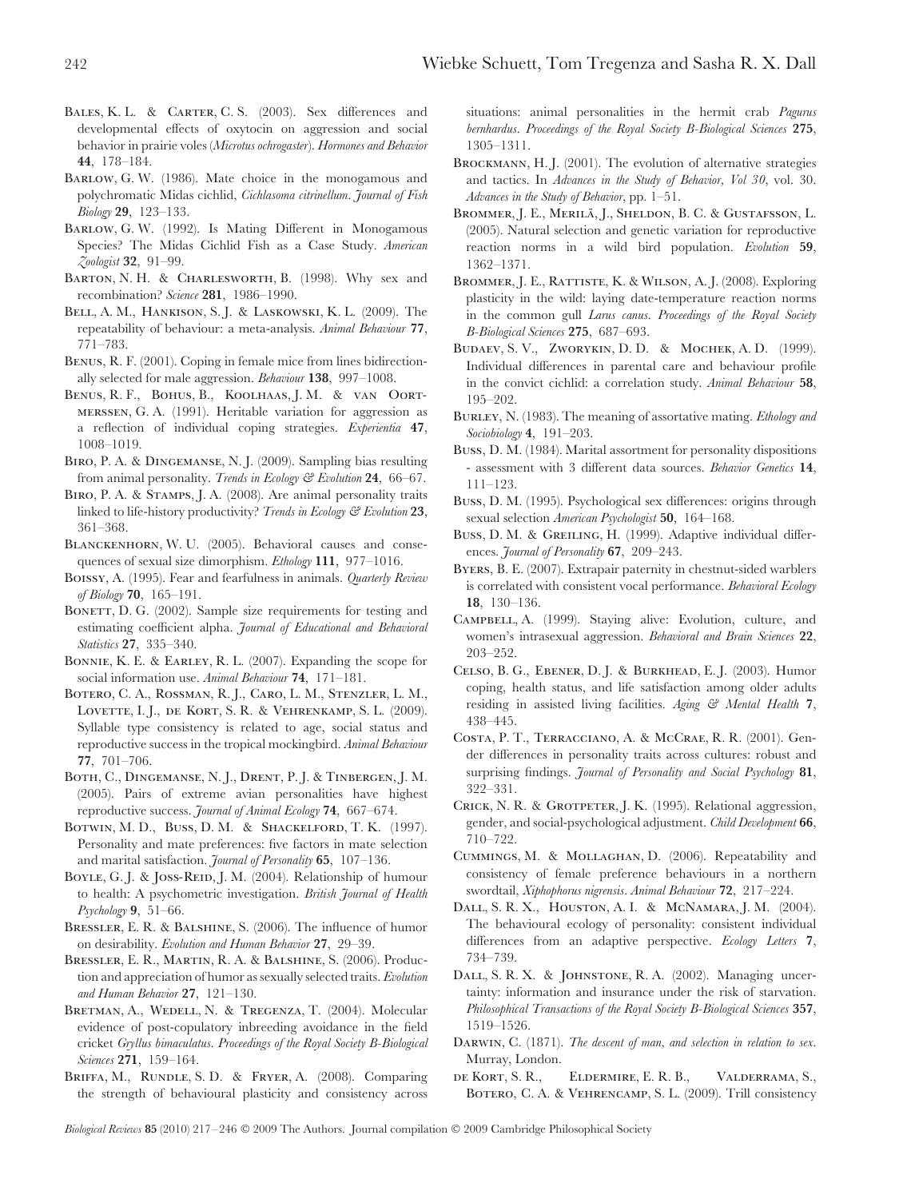Bales, K. L. & Carter, C. S. (2003). Sex differences and developmental effects of oxytocin on aggression and social behavior in prairie voles (*Microtus ochrogaster*). *Hormones and Behavior* **44**, 178–184.

Barlow, G. W. (1986). Mate choice in the monogamous and polychromatic Midas cichlid, *Cichlasoma citrinellum*. *Journal of Fish Biology* **29**, 123–133.

Barlow, G. W. (1992). Is Mating Different in Monogamous Species? The Midas Cichlid Fish as a Case Study. *American Zoologist* **32**, 91–99.

Barton, N. H. & Charlesworth, B. (1998). Why sex and recombination? *Science* **281**, 1986–1990.

Bell, A. M., Hankison, S. J. & Laskowski, K. L. (2009). The repeatability of behaviour: a meta-analysis. *Animal Behaviour* **77**, 771–783.

Benus, R. F. (2001). Coping in female mice from lines bidirectionally selected for male aggression. *Behaviour* **138**, 997–1008.

Benus, R. F., Bohus, B., Koolhaas, J. M. & van Oortmerssen, G. A. (1991). Heritable variation for aggression as a reflection of individual coping strategies. *Experientia* **47**, 1008–1019.

Biro, P. A. & Dingemanse, N. J. (2009). Sampling bias resulting from animal personality. *Trends in Ecology & Evolution* **24**, 66–67.

Biro, P. A. & Stamps, J. A. (2008). Are animal personality traits linked to life-history productivity? *Trends in Ecology & Evolution* **23**, 361–368.

Blanckenhorn, W. U. (2005). Behavioral causes and consequences of sexual size dimorphism. *Ethology* **111**, 977–1016.

Boissy, A. (1995). Fear and fearfulness in animals. *Quarterly Review of Biology* **70**, 165–191.

Bonett, D. G. (2002). Sample size requirements for testing and estimating coefficient alpha. *Journal of Educational and Behavioral Statistics* **27**, 335–340.

Bonnie, K. E. & Earley, R. L. (2007). Expanding the scope for social information use. *Animal Behaviour* **74**, 171–181.

Botero, C. A., Rossman, R. J., Caro, L. M., Stenzler, L. M., Lovette, I. J., de Kort, S. R. & Vehrenkamp, S. L. (2009). Syllable type consistency is related to age, social status and reproductive success in the tropical mockingbird. *Animal Behaviour* **77**, 701–706.

Both, C., Dingemanse, N. J., Drent, P. J. & Tinbergen, J. M. (2005). Pairs of extreme avian personalities have highest reproductive success. *Journal of Animal Ecology* **74**, 667–674.

Botwin, M. D., Buss, D. M. & Shackelford, T. K. (1997). Personality and mate preferences: five factors in mate selection and marital satisfaction. *Journal of Personality* **65**, 107–136.

Boyle, G. J. & Joss-Reid, J. M. (2004). Relationship of humour to health: A psychometric investigation. *British Journal of Health Psychology* **9**, 51–66.

Bressler, E. R. & Balshine, S. (2006). The influence of humor on desirability. *Evolution and Human Behavior* **27**, 29–39.

Bressler, E. R., Martin, R. A. & Balshine, S. (2006). Production and appreciation of humor as sexually selected traits. *Evolution and Human Behavior* **27**, 121–130.

Bretman, A., Wedell, N. & Tregenza, T. (2004). Molecular evidence of post-copulatory inbreeding avoidance in the field cricket *Gryllus bimaculatus*. *Proceedings of the Royal Society B-Biological Sciences* **271**, 159–164.

Briffa, M., Rundle, S. D. & Fryer, A. (2008). Comparing the strength of behavioural plasticity and consistency across situations: animal personalities in the hermit crab *Pagurus bernhardus*. *Proceedings of the Royal Society B-Biological Sciences* **275**, 1305–1311.

Brockmann, H. J. (2001). The evolution of alternative strategies and tactics. In *Advances in the Study of Behavior, Vol 30*, vol. 30. *Advances in the Study of Behavior*, pp. 1–51.

Brommer, J. E., Merilä, J., Sheldon, B. C. & Gustafsson, L. (2005). Natural selection and genetic variation for reproductive reaction norms in a wild bird population. *Evolution* **59**, 1362–1371.

Brommer, J. E., Rattiste, K. & Wilson, A. J. (2008). Exploring plasticity in the wild: laying date-temperature reaction norms in the common gull *Larus canus*. *Proceedings of the Royal Society B-Biological Sciences* **275**, 687–693.

Budaev, S. V., Zworykin, D. D. & Mochek, A. D. (1999). Individual differences in parental care and behaviour profile in the convict cichlid: a correlation study. *Animal Behaviour* **58**, 195–202.

Burley, N. (1983). The meaning of assortative mating. *Ethology and Sociobiology* **4**, 191–203.

Buss, D. M. (1984). Marital assortment for personality dispositions - assessment with 3 different data sources. *Behavior Genetics* **14**, 111–123.

Buss, D. M. (1995). Psychological sex differences: origins through sexual selection *American Psychologist* **50**, 164–168.

Buss, D. M. & Greiling, H. (1999). Adaptive individual differences. *Journal of Personality* **67**, 209–243.

Byers, B. E. (2007). Extrapair paternity in chestnut-sided warblers is correlated with consistent vocal performance. *Behavioral Ecology* **18**, 130–136.

Campbell, A. (1999). Staying alive: Evolution, culture, and women's intrasexual aggression. *Behavioral and Brain Sciences* **22**, 203–252.

Celso, B. G., Ebener, D. J. & Burkhead, E. J. (2003). Humor coping, health status, and life satisfaction among older adults residing in assisted living facilities. *Aging & Mental Health* **7**, 438–445.

Costa, P. T., Terracciano, A. & McCrae, R. R. (2001). Gender differences in personality traits across cultures: robust and surprising findings. *Journal of Personality and Social Psychology* **81**, 322–331.

Crick, N. R. & Grotpeter, J. K. (1995). Relational aggression, gender, and social-psychological adjustment. *Child Development* **66**, 710–722.

Cummings, M. & Mollaghan, D. (2006). Repeatability and consistency of female preference behaviours in a northern swordtail, *Xiphophorus nigrensis*. *Animal Behaviour* **72**, 217–224.

Dall, S. R. X., Houston, A. I. & McNamara, J. M. (2004). The behavioural ecology of personality: consistent individual differences from an adaptive perspective. *Ecology Letters* **7**, 734–739.

Dall, S. R. X. & Johnstone, R. A. (2002). Managing uncertainty: information and insurance under the risk of starvation. *Philosophical Transactions of the Royal Society B-Biological Sciences* **357**, 1519–1526.

Darwin, C. (1871). *The descent of man, and selection in relation to sex*. Murray, London.

de Kort, S. R., Eldermire, E. R. B., Valderrama, S., Botero, C. A. & Vehrencamp, S. L. (2009). Trill consistency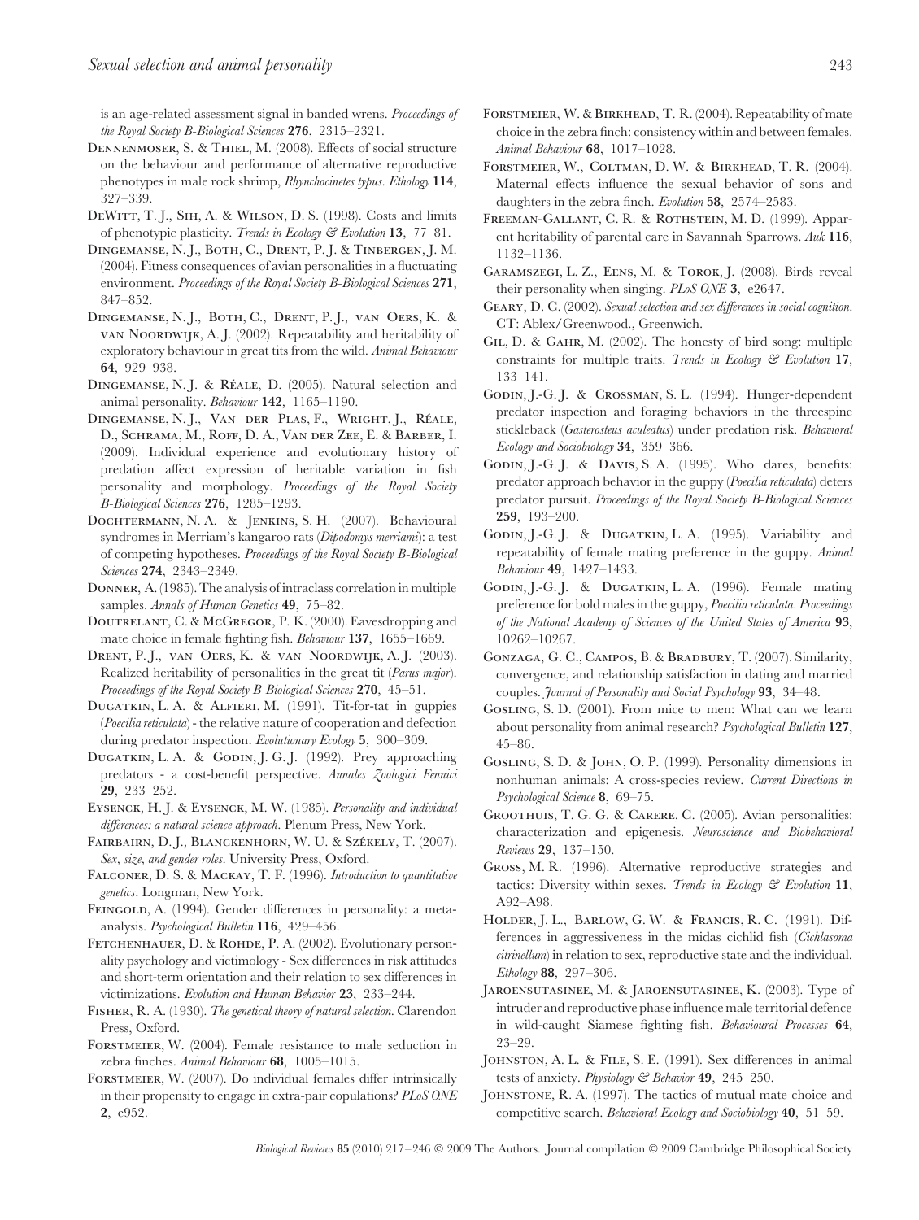is an age-related assessment signal in banded wrens. *Proceedings of the Royal Society B-Biological Sciences* **276**, 2315–2321.

Dennenmoser, S. & Thiel, M. (2008). Effects of social structure on the behaviour and performance of alternative reproductive phenotypes in male rock shrimp, *Rhynchocinetes typus*. *Ethology* **114**, 327–339.

DeWitt, T. J., Sih, A. & Wilson, D. S. (1998). Costs and limits of phenotypic plasticity. *Trends in Ecology & Evolution* **13**, 77–81.

Dingemanse, N. J., Both, C., Drent, P. J. & Tinbergen, J. M. (2004). Fitness consequences of avian personalities in a fluctuating environment. *Proceedings of the Royal Society B-Biological Sciences* **271**, 847–852.

Dingemanse, N. J., Both, C., Drent, P. J., van Oers, K. & van Noordwijk, A. J. (2002). Repeatability and heritability of exploratory behaviour in great tits from the wild. *Animal Behaviour* **64**, 929–938.

Dingemanse, N. J. & Réale, D. (2005). Natural selection and animal personality. *Behaviour* **142**, 1165–1190.

Dingemanse, N. J., Van der Plas, F., Wright, J., Réale, D., Schrama, M., Roff, D. A., Van der Zee, E. & Barber, I. (2009). Individual experience and evolutionary history of predation affect expression of heritable variation in fish personality and morphology. *Proceedings of the Royal Society B-Biological Sciences* **276**, 1285–1293.

Dochtermann, N. A. & Jenkins, S. H. (2007). Behavioural syndromes in Merriam's kangaroo rats (*Dipodomys merriami*): a test of competing hypotheses. *Proceedings of the Royal Society B-Biological Sciences* **274**, 2343–2349.

Donner, A. (1985). The analysis of intraclass correlation in multiple samples. *Annals of Human Genetics* **49**, 75–82.

Doutrelant, C. & McGregor, P. K. (2000). Eavesdropping and mate choice in female fighting fish. *Behaviour* **137**, 1655–1669.

Drent, P. J., van Oers, K. & van Noordwijk, A. J. (2003). Realized heritability of personalities in the great tit (*Parus major*). *Proceedings of the Royal Society B-Biological Sciences* **270**, 45–51.

Dugatkin, L. A. & Alfieri, M. (1991). Tit-for-tat in guppies (*Poecilia reticulata*) - the relative nature of cooperation and defection during predator inspection. *Evolutionary Ecology* **5**, 300–309.

Dugatkin, L. A. & Godin, J. G. J. (1992). Prey approaching predators - a cost-benefit perspective. *Annales Zoologici Fennici* **29**, 233–252.

Eysenck, H. J. & Eysenck, M. W. (1985). *Personality and individual differences: a natural science approach*. Plenum Press, New York.

Fairbairn, D. J., Blanckenhorn, W. U. & Székely, T. (2007). *Sex, size, and gender roles*. University Press, Oxford.

Falconer, D. S. & Mackay, T. F. (1996). *Introduction to quantitative genetics*. Longman, New York.

Feingold, A. (1994). Gender differences in personality: a meta-analysis. *Psychological Bulletin* **116**, 429–456.

Fetchenhauer, D. & Rohde, P. A. (2002). Evolutionary personality psychology and victimology - Sex differences in risk attitudes and short-term orientation and their relation to sex differences in victimizations. *Evolution and Human Behavior* **23**, 233–244.

Fisher, R. A. (1930). *The genetical theory of natural selection*. Clarendon Press, Oxford.

Forstmeier, W. (2004). Female resistance to male seduction in zebra finches. *Animal Behaviour* **68**, 1005–1015.

Forstmeier, W. (2007). Do individual females differ intrinsically in their propensity to engage in extra-pair copulations? *PLoS ONE* **2**, e952.

Forstmeier, W. & Birkhead, T. R. (2004). Repeatability of mate choice in the zebra finch: consistency within and between females. *Animal Behaviour* **68**, 1017–1028.

Forstmeier, W., Coltman, D. W. & Birkhead, T. R. (2004). Maternal effects influence the sexual behavior of sons and daughters in the zebra finch. *Evolution* **58**, 2574–2583.

Freeman-Gallant, C. R. & Rothstein, M. D. (1999). Apparent heritability of parental care in Savannah Sparrows. *Auk* **116**, 1132–1136.

Garamszegi, L. Z., Eens, M. & Torok, J. (2008). Birds reveal their personality when singing. *PLoS ONE* **3**, e2647.

Geary, D. C. (2002). *Sexual selection and sex differences in social cognition*. CT: Ablex/Greenwood., Greenwich.

Gil, D. & Gahr, M. (2002). The honesty of bird song: multiple constraints for multiple traits. *Trends in Ecology & Evolution* **17**, 133–141.

Godin, J.-G. J. & Crossman, S. L. (1994). Hunger-dependent predator inspection and foraging behaviors in the threespine stickleback (*Gasterosteus aculeatus*) under predation risk. *Behavioral Ecology and Sociobiology* **34**, 359–366.

Godin, J.-G. J. & Davis, S. A. (1995). Who dares, benefits: predator approach behavior in the guppy (*Poecilia reticulata*) deters predator pursuit. *Proceedings of the Royal Society B-Biological Sciences* **259**, 193–200.

Godin, J.-G. J. & Dugatkin, L. A. (1995). Variability and repeatability of female mating preference in the guppy. *Animal Behaviour* **49**, 1427–1433.

Godin, J.-G. J. & Dugatkin, L. A. (1996). Female mating preference for bold males in the guppy, *Poecilia reticulata*. *Proceedings of the National Academy of Sciences of the United States of America* **93**, 10262–10267.

Gonzaga, G. C., Campos, B. & Bradbury, T. (2007). Similarity, convergence, and relationship satisfaction in dating and married couples. *Journal of Personality and Social Psychology* **93**, 34–48.

Gosling, S. D. (2001). From mice to men: What can we learn about personality from animal research? *Psychological Bulletin* **127**, 45–86.

Gosling, S. D. & John, O. P. (1999). Personality dimensions in nonhuman animals: A cross-species review. *Current Directions in Psychological Science* **8**, 69–75.

Groothuis, T. G. G. & Carere, C. (2005). Avian personalities: characterization and epigenesis. *Neuroscience and Biobehavioral Reviews* **29**, 137–150.

Gross, M. R. (1996). Alternative reproductive strategies and tactics: Diversity within sexes. *Trends in Ecology & Evolution* **11**, A92–A98.

Holder, J. L., Barlow, G. W. & Francis, R. C. (1991). Differences in aggressiveness in the midas cichlid fish (*Cichlasoma citrinellum*) in relation to sex, reproductive state and the individual. *Ethology* **88**, 297–306.

Jaroensutasinee, M. & Jaroensutasinee, K. (2003). Type of intruder and reproductive phase influence male territorial defence in wild-caught Siamese fighting fish. *Behavioural Processes* **64**, 23–29.

Johnston, A. L. & File, S. E. (1991). Sex differences in animal tests of anxiety. *Physiology & Behavior* **49**, 245–250.

Johnstone, R. A. (1997). The tactics of mutual mate choice and competitive search. *Behavioral Ecology and Sociobiology* **40**, 51–59.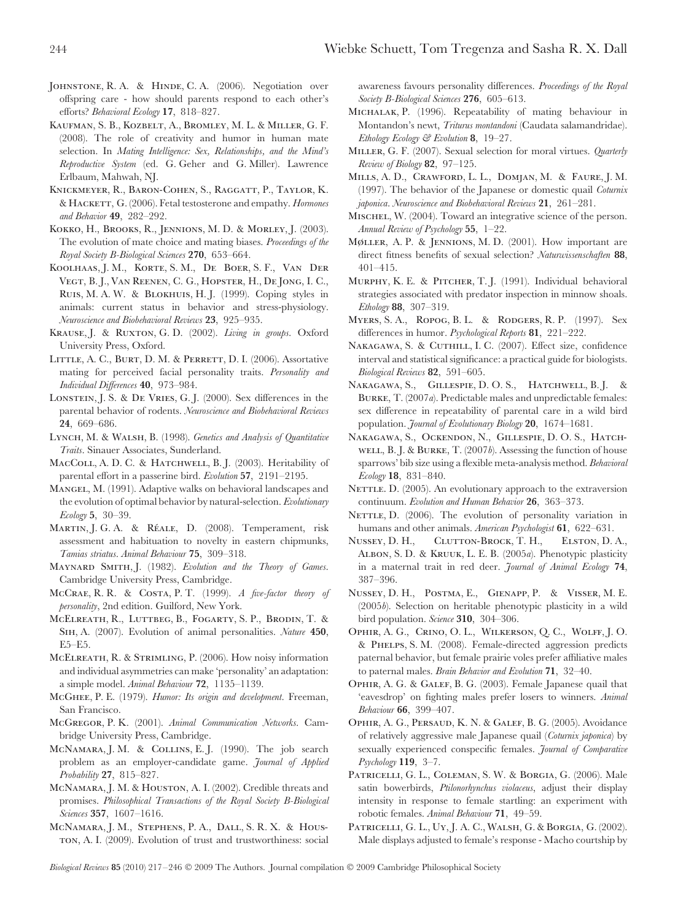Johnstone, R. A. & Hinde, C. A. (2006). Negotiation over offspring care - how should parents respond to each other's efforts? *Behavioral Ecology* **17**, 818–827.

Kaufman, S. B., Kozbelt, A., Bromley, M. L. & Miller, G. F. (2008). The role of creativity and humor in human mate selection. In *Mating Intelligence: Sex, Relationships, and the Mind's Reproductive System* (ed. G. Geher and G. Miller). Lawrence Erlbaum, Mahwah, NJ.

Knickmeyer, R., Baron-Cohen, S., Raggatt, P., Taylor, K. & Hackett, G. (2006). Fetal testosterone and empathy. *Hormones and Behavior* **49**, 282–292.

Kokko, H., Brooks, R., Jennions, M. D. & Morley, J. (2003). The evolution of mate choice and mating biases. *Proceedings of the Royal Society B-Biological Sciences* **270**, 653–664.

Koolhaas, J. M., Korte, S. M., De Boer, S. F., Van Der Vegt, B. J., Van Reenen, C. G., Hopster, H., De Jong, I. C., Ruis, M. A. W. & Blokhuis, H. J. (1999). Coping styles in animals: current status in behavior and stress-physiology. *Neuroscience and Biobehavioral Reviews* **23**, 925–935.

Krause, J. & Ruxton, G. D. (2002). *Living in groups*. Oxford University Press, Oxford.

Little, A. C., Burt, D. M. & Perrett, D. I. (2006). Assortative mating for perceived facial personality traits. *Personality and Individual Differences* **40**, 973–984.

Lonstein, J. S. & De Vries, G. J. (2000). Sex differences in the parental behavior of rodents. *Neuroscience and Biobehavioral Reviews* **24**, 669–686.

Lynch, M. & Walsh, B. (1998). *Genetics and Analysis of Quantitative Traits*. Sinauer Associates, Sunderland.

MacColl, A. D. C. & Hatchwell, B. J. (2003). Heritability of parental effort in a passerine bird. *Evolution* **57**, 2191–2195.

Mangel, M. (1991). Adaptive walks on behavioral landscapes and the evolution of optimal behavior by natural-selection. *Evolutionary Ecology* **5**, 30–39.

Martin, J. G. A. & Réale, D. (2008). Temperament, risk assessment and habituation to novelty in eastern chipmunks, *Tamias striatus*. *Animal Behaviour* **75**, 309–318.

Maynard Smith, J. (1982). *Evolution and the Theory of Games*. Cambridge University Press, Cambridge.

McCrae, R. R. & Costa, P. T. (1999). *A five-factor theory of personality*, 2nd edition. Guilford, New York.

McElreath, R., Luttbeg, B., Fogarty, S. P., Brodin, T. & Sih, A. (2007). Evolution of animal personalities. *Nature* **450**, E5–E5.

McElreath, R. & Strimling, P. (2006). How noisy information and individual asymmetries can make 'personality' an adaptation: a simple model. *Animal Behaviour* **72**, 1135–1139.

McGhee, P. E. (1979). *Humor: Its origin and development*. Freeman, San Francisco.

McGregor, P. K. (2001). *Animal Communication Networks*. Cambridge University Press, Cambridge.

McNamara, J. M. & Collins, E. J. (1990). The job search problem as an employer-candidate game. *Journal of Applied Probability* **27**, 815–827.

McNamara, J. M. & Houston, A. I. (2002). Credible threats and promises. *Philosophical Transactions of the Royal Society B-Biological Sciences* **357**, 1607–1616.

McNamara, J. M., Stephens, P. A., Dall, S. R. X. & Houston, A. I. (2009). Evolution of trust and trustworthiness: social awareness favours personality differences. *Proceedings of the Royal Society B-Biological Sciences* **276**, 605–613.

Michalak, P. (1996). Repeatability of mating behaviour in Montandon's newt, *Triturus montandoni* (Caudata salamandridae). *Ethology Ecology & Evolution* **8**, 19–27.

Miller, G. F. (2007). Sexual selection for moral virtues. *Quarterly Review of Biology* **82**, 97–125.

Mills, A. D., Crawford, L. L., Domjan, M. & Faure, J. M. (1997). The behavior of the Japanese or domestic quail *Coturnix japonica*. *Neuroscience and Biobehavioral Reviews* **21**, 261–281.

Mischel, W. (2004). Toward an integrative science of the person. *Annual Review of Psychology* **55**, 1–22.

Møller, A. P. & Jennions, M. D. (2001). How important are direct fitness benefits of sexual selection? *Naturwissenschaften* **88**, 401–415.

Murphy, K. E. & Pitcher, T. J. (1991). Individual behavioral strategies associated with predator inspection in minnow shoals. *Ethology* **88**, 307–319.

Myers, S. A., Ropog, B. L. & Rodgers, R. P. (1997). Sex differences in humor. *Psychological Reports* **81**, 221–222.

Nakagawa, S. & Cuthill, I. C. (2007). Effect size, confidence interval and statistical significance: a practical guide for biologists. *Biological Reviews* **82**, 591–605.

Nakagawa, S., Gillespie, D. O. S., Hatchwell, B. J. & Burke, T. (2007*a*). Predictable males and unpredictable females: sex difference in repeatability of parental care in a wild bird population. *Journal of Evolutionary Biology* **20**, 1674–1681.

Nakagawa, S., Ockendon, N., Gillespie, D. O. S., Hatchwell, B. J. & Burke, T. (2007*b*). Assessing the function of house sparrows' bib size using a flexible meta-analysis method. *Behavioral Ecology* **18**, 831–840.

Nettle. D. (2005). An evolutionary approach to the extraversion continuum. *Evolution and Human Behavior* **26**, 363–373.

Nettle, D. (2006). The evolution of personality variation in humans and other animals. *American Psychologist* **61**, 622–631.

Nussey, D. H., Clutton-Brock, T. H., Elston, D. A., Albon, S. D. & Kruuk, L. E. B. (2005*a*). Phenotypic plasticity in a maternal trait in red deer. *Journal of Animal Ecology* **74**, 387–396.

Nussey, D. H., Postma, E., Gienapp, P. & Visser, M. E. (2005*b*). Selection on heritable phenotypic plasticity in a wild bird population. *Science* **310**, 304–306.

Ophir, A. G., Crino, O. L., Wilkerson, Q. C., Wolff, J. O. & Phelps, S. M. (2008). Female-directed aggression predicts paternal behavior, but female prairie voles prefer affiliative males to paternal males. *Brain Behavior and Evolution* **71**, 32–40.

Ophir, A. G. & Galef, B. G. (2003). Female Japanese quail that 'eavesdrop' on fighting males prefer losers to winners. *Animal Behaviour* **66**, 399–407.

Ophir, A. G., Persaud, K. N. & Galef, B. G. (2005). Avoidance of relatively aggressive male Japanese quail (*Coturnix japonica*) by sexually experienced conspecific females. *Journal of Comparative Psychology* **119**, 3–7.

Patricelli, G. L., Coleman, S. W. & Borgia, G. (2006). Male satin bowerbirds, *Ptilonorhynchus violaceus*, adjust their display intensity in response to female startling: an experiment with robotic females. *Animal Behaviour* **71**, 49–59.

Patricelli, G. L., Uy, J. A. C., Walsh, G. & Borgia, G. (2002). Male displays adjusted to female's response - Macho courtship by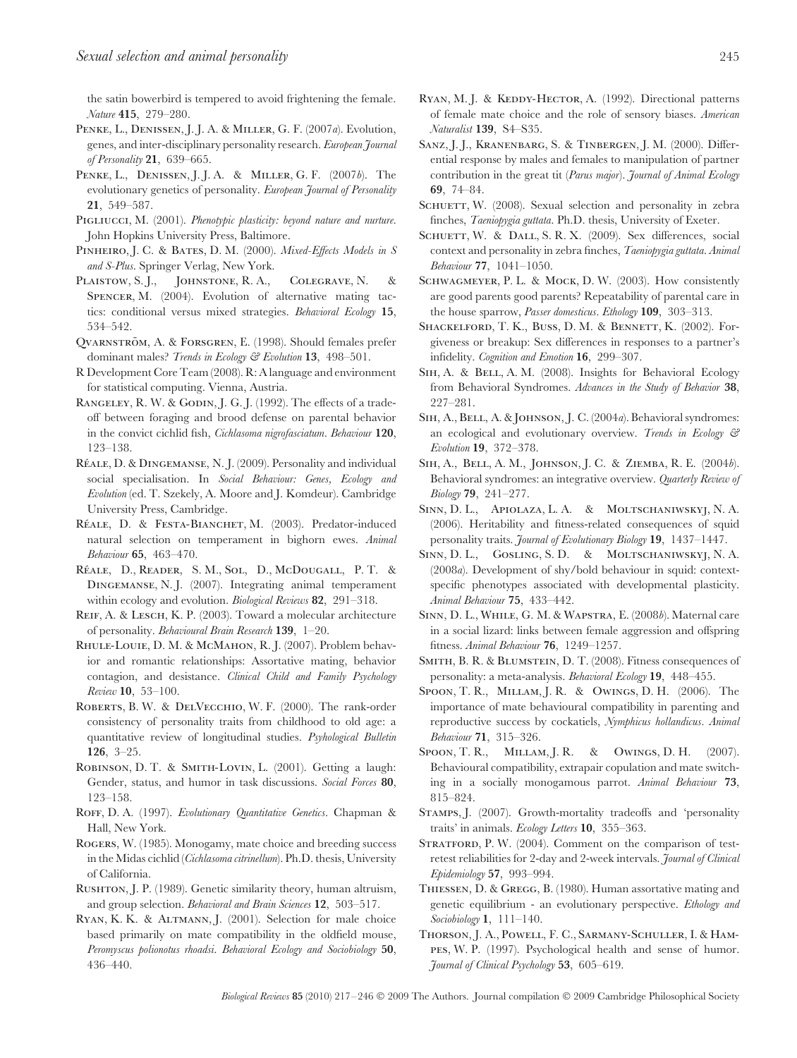the satin bowerbird is tempered to avoid frightening the female. *Nature* **415**, 279–280.

Penke, L., Denissen, J. J. A. & Miller, G. F. (2007*a*). Evolution, genes, and inter-disciplinary personality research. *European Journal of Personality* **21**, 639–665.

Penke, L., Denissen, J. J. A. & Miller, G. F. (2007*b*). The evolutionary genetics of personality. *European Journal of Personality* **21**, 549–587.

Pigliucci, M. (2001). *Phenotypic plasticity: beyond nature and nurture*. John Hopkins University Press, Baltimore.

Pinheiro, J. C. & Bates, D. M. (2000). *Mixed-Effects Models in S and S-Plus*. Springer Verlag, New York.

Plaistow, S. J., Johnstone, R. A., Colegrave, N. & Spencer, M. (2004). Evolution of alternative mating tactics: conditional versus mixed strategies. *Behavioral Ecology* **15**, 534–542.

Qvarnström, A. & Forsgren, E. (1998). Should females prefer dominant males? *Trends in Ecology & Evolution* **13**, 498–501.

R Development Core Team (2008). R: A language and environment for statistical computing. Vienna, Austria.

Rangeley, R. W. & Godin, J. G. J. (1992). The effects of a trade-off between foraging and brood defense on parental behavior in the convict cichlid fish, *Cichlasoma nigrofasciatum*. *Behaviour* **120**, 123–138.

Réale, D. & Dingemanse, N. J. (2009). Personality and individual social specialisation. In *Social Behaviour: Genes, Ecology and Evolution* (ed. T. Szekely, A. Moore and J. Komdeur). Cambridge University Press, Cambridge.

Réale, D. & Festa-Bianchet, M. (2003). Predator-induced natural selection on temperament in bighorn ewes. *Animal Behaviour* **65**, 463–470.

Réale, D., Reader, S. M., Sol, D., McDougall, P. T. & Dingemanse, N. J. (2007). Integrating animal temperament within ecology and evolution. *Biological Reviews* **82**, 291–318.

Reif, A. & Lesch, K. P. (2003). Toward a molecular architecture of personality. *Behavioural Brain Research* **139**, 1–20.

Rhule-Louie, D. M. & McMahon, R. J. (2007). Problem behavior and romantic relationships: Assortative mating, behavior contagion, and desistance. *Clinical Child and Family Psychology Review* **10**, 53–100.

Roberts, B. W. & DelVecchio, W. F. (2000). The rank-order consistency of personality traits from childhood to old age: a quantitative review of longitudinal studies. *Psyhological Bulletin* **126**, 3–25.

Robinson, D. T. & Smith-Lovin, L. (2001). Getting a laugh: Gender, status, and humor in task discussions. *Social Forces* **80**, 123–158.

Roff, D. A. (1997). *Evolutionary Quantitative Genetics*. Chapman & Hall, New York.

Rogers, W. (1985). Monogamy, mate choice and breeding success in the Midas cichlid (*Cichlasoma citrinellum*). Ph.D. thesis, University of California.

Rushton, J. P. (1989). Genetic similarity theory, human altruism, and group selection. *Behavioral and Brain Sciences* **12**, 503–517.

Ryan, K. K. & Altmann, J. (2001). Selection for male choice based primarily on mate compatibility in the oldfield mouse, *Peromyscus polionotus rhoadsi*. *Behavioral Ecology and Sociobiology* **50**, 436–440.

Ryan, M. J. & Keddy-Hector, A. (1992). Directional patterns of female mate choice and the role of sensory biases. *American Naturalist* **139**, S4–S35.

Sanz, J. J., Kranenbarg, S. & Tinbergen, J. M. (2000). Differential response by males and females to manipulation of partner contribution in the great tit (*Parus major*). *Journal of Animal Ecology* **69**, 74–84.

Schuett, W. (2008). Sexual selection and personality in zebra finches, *Taeniopygia guttata*. Ph.D. thesis, University of Exeter.

Schuett, W. & Dall, S. R. X. (2009). Sex differences, social context and personality in zebra finches, *Taeniopygia guttata*. *Animal Behaviour* **77**, 1041–1050.

Schwagmeyer, P. L. & Mock, D. W. (2003). How consistently are good parents good parents? Repeatability of parental care in the house sparrow, *Passer domesticus*. *Ethology* **109**, 303–313.

Shackelford, T. K., Buss, D. M. & Bennett, K. (2002). Forgiveness or breakup: Sex differences in responses to a partner's infidelity. *Cognition and Emotion* **16**, 299–307.

Sih, A. & Bell, A. M. (2008). Insights for Behavioral Ecology from Behavioral Syndromes. *Advances in the Study of Behavior* **38**, 227–281.

Sih, A., Bell, A. & Johnson, J. C. (2004*a*). Behavioral syndromes: an ecological and evolutionary overview. *Trends in Ecology & Evolution* **19**, 372–378.

Sih, A., Bell, A. M., Johnson, J. C. & Ziemba, R. E. (2004*b*). Behavioral syndromes: an integrative overview. *Quarterly Review of Biology* **79**, 241–277.

Sinn, D. L., Apiolaza, L. A. & Moltschaniwskyj, N. A. (2006). Heritability and fitness-related consequences of squid personality traits. *Journal of Evolutionary Biology* **19**, 1437–1447.

Sinn, D. L., Gosling, S. D. & Moltschaniwskyj, N. A. (2008*a*). Development of shy/bold behaviour in squid: context-specific phenotypes associated with developmental plasticity. *Animal Behaviour* **75**, 433–442.

Sinn, D. L., While, G. M. & Wapstra, E. (2008*b*). Maternal care in a social lizard: links between female aggression and offspring fitness. *Animal Behaviour* **76**, 1249–1257.

Smith, B. R. & Blumstein, D. T. (2008). Fitness consequences of personality: a meta-analysis. *Behavioral Ecology* **19**, 448–455.

Spoon, T. R., Millam, J. R. & Owings, D. H. (2006). The importance of mate behavioural compatibility in parenting and reproductive success by cockatiels, *Nymphicus hollandicus*. *Animal Behaviour* **71**, 315–326.

Spoon, T. R., Millam, J. R. & Owings, D. H. (2007). Behavioural compatibility, extrapair copulation and mate switching in a socially monogamous parrot. *Animal Behaviour* **73**, 815–824.

Stamps, J. (2007). Growth-mortality tradeoffs and 'personality traits' in animals. *Ecology Letters* **10**, 355–363.

Stratford, P. W. (2004). Comment on the comparison of test-retest reliabilities for 2-day and 2-week intervals. *Journal of Clinical Epidemiology* **57**, 993–994.

Thiessen, D. & Gregg, B. (1980). Human assortative mating and genetic equilibrium - an evolutionary perspective. *Ethology and Sociobiology* **1**, 111–140.

Thorson, J. A., Powell, F. C., Sarmany-Schuller, I. & Hampes, W. P. (1997). Psychological health and sense of humor. *Journal of Clinical Psychology* **53**, 605–619.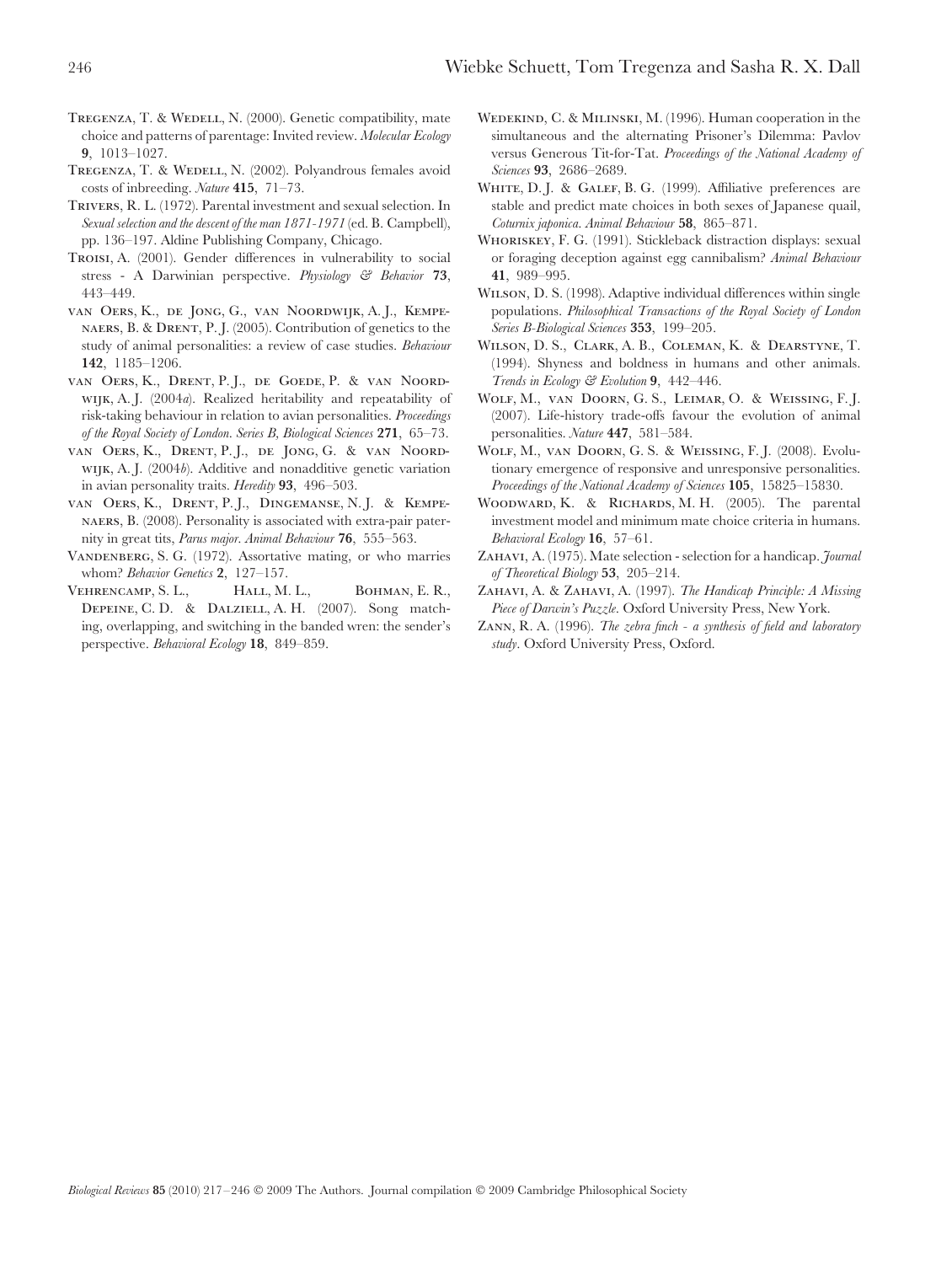Tregenza, T. & Wedell, N. (2000). Genetic compatibility, mate choice and patterns of parentage: Invited review. *Molecular Ecology* **9**, 1013–1027.

Tregenza, T. & Wedell, N. (2002). Polyandrous females avoid costs of inbreeding. *Nature* **415**, 71–73.

Trivers, R. L. (1972). Parental investment and sexual selection. In *Sexual selection and the descent of the man 1871-1971* (ed. B. Campbell), pp. 136–197. Aldine Publishing Company, Chicago.

Troisi, A. (2001). Gender differences in vulnerability to social stress - A Darwinian perspective. *Physiology & Behavior* **73**, 443–449.

van Oers, K., de Jong, G., van Noordwijk, A. J., Kempenaers, B. & Drent, P. J. (2005). Contribution of genetics to the study of animal personalities: a review of case studies. *Behaviour* **142**, 1185–1206.

van Oers, K., Drent, P. J., de Goede, P. & van Noordwijk, A. J. (2004*a*). Realized heritability and repeatability of risk-taking behaviour in relation to avian personalities. *Proceedings of the Royal Society of London. Series B, Biological Sciences* **271**, 65–73.

van Oers, K., Drent, P. J., de Jong, G. & van Noordwijk, A. J. (2004*b*). Additive and nonadditive genetic variation in avian personality traits. *Heredity* **93**, 496–503.

van Oers, K., Drent, P. J., Dingemanse, N. J. & Kempenaers, B. (2008). Personality is associated with extra-pair paternity in great tits, *Parus major*. *Animal Behaviour* **76**, 555–563.

Vandenberg, S. G. (1972). Assortative mating, or who marries whom? *Behavior Genetics* **2**, 127–157.

Vehrencamp, S. L., Hall, M. L., Bohman, E. R., Depeine, C. D. & Dalziell, A. H. (2007). Song matching, overlapping, and switching in the banded wren: the sender's perspective. *Behavioral Ecology* **18**, 849–859.

Wedekind, C. & Milinski, M. (1996). Human cooperation in the simultaneous and the alternating Prisoner's Dilemma: Pavlov versus Generous Tit-for-Tat. *Proceedings of the National Academy of Sciences* **93**, 2686–2689.

White, D. J. & Galef, B. G. (1999). Affiliative preferences are stable and predict mate choices in both sexes of Japanese quail, *Coturnix japonica*. *Animal Behaviour* **58**, 865–871.

Whoriskey, F. G. (1991). Stickleback distraction displays: sexual or foraging deception against egg cannibalism? *Animal Behaviour* **41**, 989–995.

Wilson, D. S. (1998). Adaptive individual differences within single populations. *Philosophical Transactions of the Royal Society of London Series B-Biological Sciences* **353**, 199–205.

Wilson, D. S., Clark, A. B., Coleman, K. & Dearstyne, T. (1994). Shyness and boldness in humans and other animals. *Trends in Ecology & Evolution* **9**, 442–446.

Wolf, M., van Doorn, G. S., Leimar, O. & Weissing, F. J. (2007). Life-history trade-offs favour the evolution of animal personalities. *Nature* **447**, 581–584.

Wolf, M., van Doorn, G. S. & Weissing, F. J. (2008). Evolutionary emergence of responsive and unresponsive personalities. *Proceedings of the National Academy of Sciences* **105**, 15825–15830.

Woodward, K. & Richards, M. H. (2005). The parental investment model and minimum mate choice criteria in humans. *Behavioral Ecology* **16**, 57–61.

Zahavi, A. (1975). Mate selection - selection for a handicap. *Journal of Theoretical Biology* **53**, 205–214.

Zahavi, A. & Zahavi, A. (1997). *The Handicap Principle: A Missing Piece of Darwin's Puzzle*. Oxford University Press, New York.

Zann, R. A. (1996). *The zebra finch - a synthesis of field and laboratory study*. Oxford University Press, Oxford.